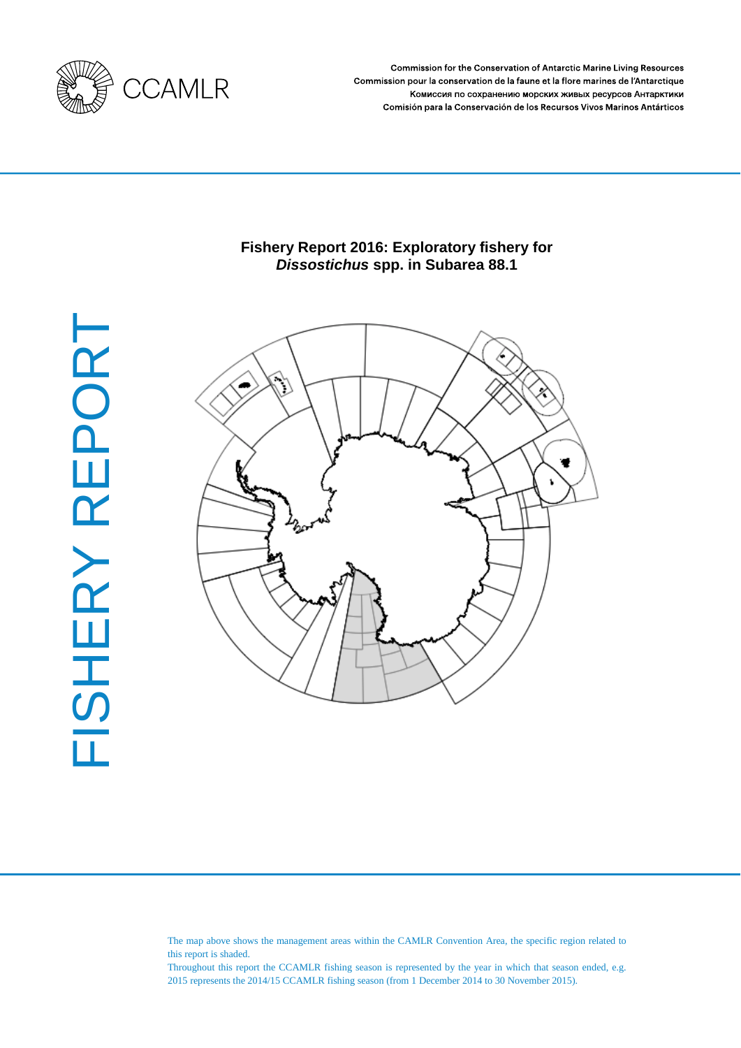CCAMLR

Commission for the Conservation of Antarctic Marine Living Resources
Commission pour la conservation de la faune et la flore marines de l'Antarctique
Комиссия по сохранению морских живых ресурсов Антарктики
Comisión para la Conservación de los Recursos Vivos Marinos Antárticos

# Fishery Report 2016: Exploratory fishery for *Dissostichus* spp. in Subarea 88.1

FISHERY REPORT

The map above shows the management areas within the CAMLR Convention Area, the specific region related to this report is shaded.
Throughout this report the CCAMLR fishing season is represented by the year in which that season ended, e.g. 2015 represents the 2014/15 CCAMLR fishing season (from 1 December 2014 to 30 November 2015).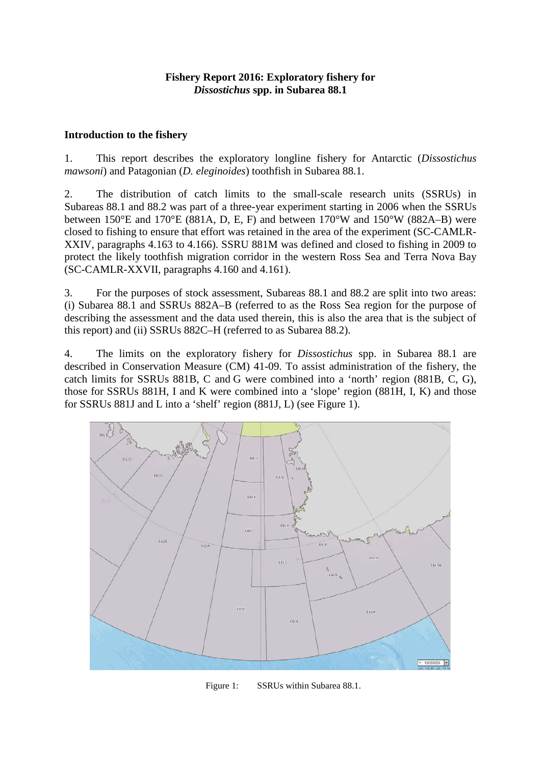**Fishery Report 2016: Exploratory fishery for *Dissostichus* spp. in Subarea 88.1**

## Introduction to the fishery

1. This report describes the exploratory longline fishery for Antarctic (*Dissostichus mawsoni*) and Patagonian (*D. eleginoides*) toothfish in Subarea 88.1.

2. The distribution of catch limits to the small-scale research units (SSRUs) in Subareas 88.1 and 88.2 was part of a three-year experiment starting in 2006 when the SSRUs between 150°E and 170°E (881A, D, E, F) and between 170°W and 150°W (882A–B) were closed to fishing to ensure that effort was retained in the area of the experiment (SC-CAMLR-XXIV, paragraphs 4.163 to 4.166). SSRU 881M was defined and closed to fishing in 2009 to protect the likely toothfish migration corridor in the western Ross Sea and Terra Nova Bay (SC-CAMLR-XXVII, paragraphs 4.160 and 4.161).

3. For the purposes of stock assessment, Subareas 88.1 and 88.2 are split into two areas: (i) Subarea 88.1 and SSRUs 882A–B (referred to as the Ross Sea region for the purpose of describing the assessment and the data used therein, this is also the area that is the subject of this report) and (ii) SSRUs 882C–H (referred to as Subarea 88.2).

4. The limits on the exploratory fishery for *Dissostichus* spp. in Subarea 88.1 are described in Conservation Measure (CM) 41-09. To assist administration of the fishery, the catch limits for SSRUs 881B, C and G were combined into a 'north' region (881B, C, G), those for SSRUs 881H, I and K were combined into a 'slope' region (881H, I, K) and those for SSRUs 881J and L into a 'shelf' region (881J, L) (see Figure 1).

Figure 1: SSRUs within Subarea 88.1.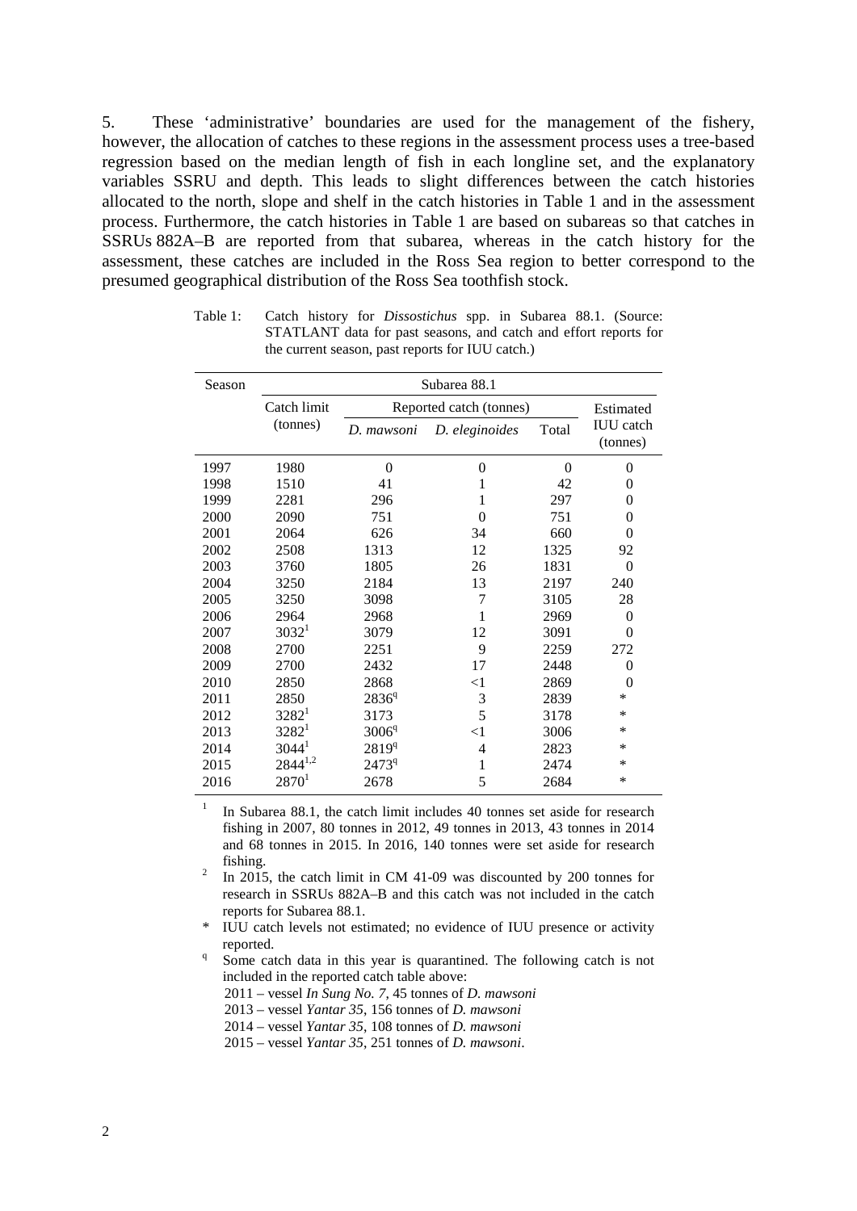5. These 'administrative' boundaries are used for the management of the fishery, however, the allocation of catches to these regions in the assessment process uses a tree-based regression based on the median length of fish in each longline set, and the explanatory variables SSRU and depth. This leads to slight differences between the catch histories allocated to the north, slope and shelf in the catch histories in Table 1 and in the assessment process. Furthermore, the catch histories in Table 1 are based on subareas so that catches in SSRUs 882A–B are reported from that subarea, whereas in the catch history for the assessment, these catches are included in the Ross Sea region to better correspond to the presumed geographical distribution of the Ross Sea toothfish stock.

Table 1: Catch history for *Dissostichus* spp. in Subarea 88.1. (Source: STATLANT data for past seasons, and catch and effort reports for the current season, past reports for IUU catch.)

| Season | Subarea 88.1 | | | | |
|---|---|---|---|---|---|
| | Catch limit (tonnes) | Reported catch (tonnes) | | | Estimated IUU catch (tonnes) |
| | | *D. mawsoni* | *D. eleginoides* | Total | |
| 1997 | 1980 | 0 | 0 | 0 | 0 |
| 1998 | 1510 | 41 | 1 | 42 | 0 |
| 1999 | 2281 | 296 | 1 | 297 | 0 |
| 2000 | 2090 | 751 | 0 | 751 | 0 |
| 2001 | 2064 | 626 | 34 | 660 | 0 |
| 2002 | 2508 | 1313 | 12 | 1325 | 92 |
| 2003 | 3760 | 1805 | 26 | 1831 | 0 |
| 2004 | 3250 | 2184 | 13 | 2197 | 240 |
| 2005 | 3250 | 3098 | 7 | 3105 | 28 |
| 2006 | 2964 | 2968 | 1 | 2969 | 0 |
| 2007 | 3032[1] | 3079 | 12 | 3091 | 0 |
| 2008 | 2700 | 2251 | 9 | 2259 | 272 |
| 2009 | 2700 | 2432 | 17 | 2448 | 0 |
| 2010 | 2850 | 2868 | <1 | 2869 | 0 |
| 2011 | 2850 | 2836[q] | 3 | 2839 | * |
| 2012 | 3282[1] | 3173 | 5 | 3178 | * |
| 2013 | 3282[1] | 3006[q] | <1 | 3006 | * |
| 2014 | 3044[1] | 2819[q] | 4 | 2823 | * |
| 2015 | 2844[1,2] | 2473[q] | 1 | 2474 | * |
| 2016 | 2870[1] | 2678 | 5 | 2684 | * |

[1] In Subarea 88.1, the catch limit includes 40 tonnes set aside for research fishing in 2007, 80 tonnes in 2012, 49 tonnes in 2013, 43 tonnes in 2014 and 68 tonnes in 2015. In 2016, 140 tonnes were set aside for research fishing.

[2] In 2015, the catch limit in CM 41-09 was discounted by 200 tonnes for research in SSRUs 882A–B and this catch was not included in the catch reports for Subarea 88.1.

\* IUU catch levels not estimated; no evidence of IUU presence or activity reported.

[q] Some catch data in this year is quarantined. The following catch is not included in the reported catch table above:
2011 – vessel *In Sung No. 7*, 45 tonnes of *D. mawsoni*
2013 – vessel *Yantar 35*, 156 tonnes of *D. mawsoni*
2014 – vessel *Yantar 35*, 108 tonnes of *D. mawsoni*
2015 – vessel *Yantar 35*, 251 tonnes of *D. mawsoni*.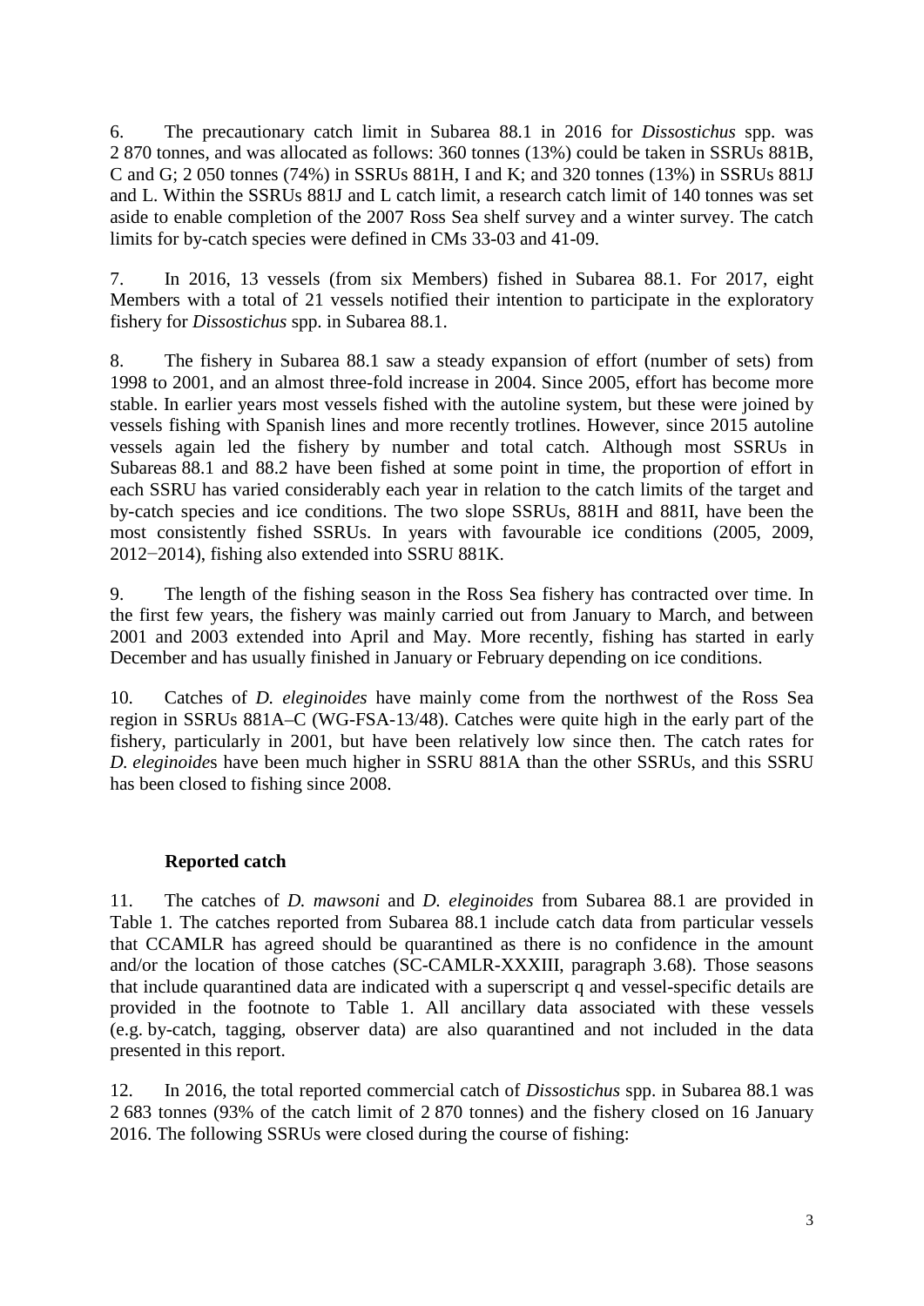6. The precautionary catch limit in Subarea 88.1 in 2016 for *Dissostichus* spp. was 2 870 tonnes, and was allocated as follows: 360 tonnes (13%) could be taken in SSRUs 881B, C and G; 2 050 tonnes (74%) in SSRUs 881H, I and K; and 320 tonnes (13%) in SSRUs 881J and L. Within the SSRUs 881J and L catch limit, a research catch limit of 140 tonnes was set aside to enable completion of the 2007 Ross Sea shelf survey and a winter survey. The catch limits for by-catch species were defined in CMs 33-03 and 41-09.

7. In 2016, 13 vessels (from six Members) fished in Subarea 88.1. For 2017, eight Members with a total of 21 vessels notified their intention to participate in the exploratory fishery for *Dissostichus* spp. in Subarea 88.1.

8. The fishery in Subarea 88.1 saw a steady expansion of effort (number of sets) from 1998 to 2001, and an almost three-fold increase in 2004. Since 2005, effort has become more stable. In earlier years most vessels fished with the autoline system, but these were joined by vessels fishing with Spanish lines and more recently trotlines. However, since 2015 autoline vessels again led the fishery by number and total catch. Although most SSRUs in Subareas 88.1 and 88.2 have been fished at some point in time, the proportion of effort in each SSRU has varied considerably each year in relation to the catch limits of the target and by-catch species and ice conditions. The two slope SSRUs, 881H and 881I, have been the most consistently fished SSRUs. In years with favourable ice conditions (2005, 2009, 2012−2014), fishing also extended into SSRU 881K.

9. The length of the fishing season in the Ross Sea fishery has contracted over time. In the first few years, the fishery was mainly carried out from January to March, and between 2001 and 2003 extended into April and May. More recently, fishing has started in early December and has usually finished in January or February depending on ice conditions.

10. Catches of *D. eleginoides* have mainly come from the northwest of the Ross Sea region in SSRUs 881A–C (WG-FSA-13/48). Catches were quite high in the early part of the fishery, particularly in 2001, but have been relatively low since then. The catch rates for *D. eleginoides* have been much higher in SSRU 881A than the other SSRUs, and this SSRU has been closed to fishing since 2008.

### Reported catch

11. The catches of *D. mawsoni* and *D. eleginoides* from Subarea 88.1 are provided in Table 1. The catches reported from Subarea 88.1 include catch data from particular vessels that CCAMLR has agreed should be quarantined as there is no confidence in the amount and/or the location of those catches (SC-CAMLR-XXXIII, paragraph 3.68). Those seasons that include quarantined data are indicated with a superscript q and vessel-specific details are provided in the footnote to Table 1. All ancillary data associated with these vessels (e.g. by-catch, tagging, observer data) are also quarantined and not included in the data presented in this report.

12. In 2016, the total reported commercial catch of *Dissostichus* spp. in Subarea 88.1 was 2 683 tonnes (93% of the catch limit of 2 870 tonnes) and the fishery closed on 16 January 2016. The following SSRUs were closed during the course of fishing: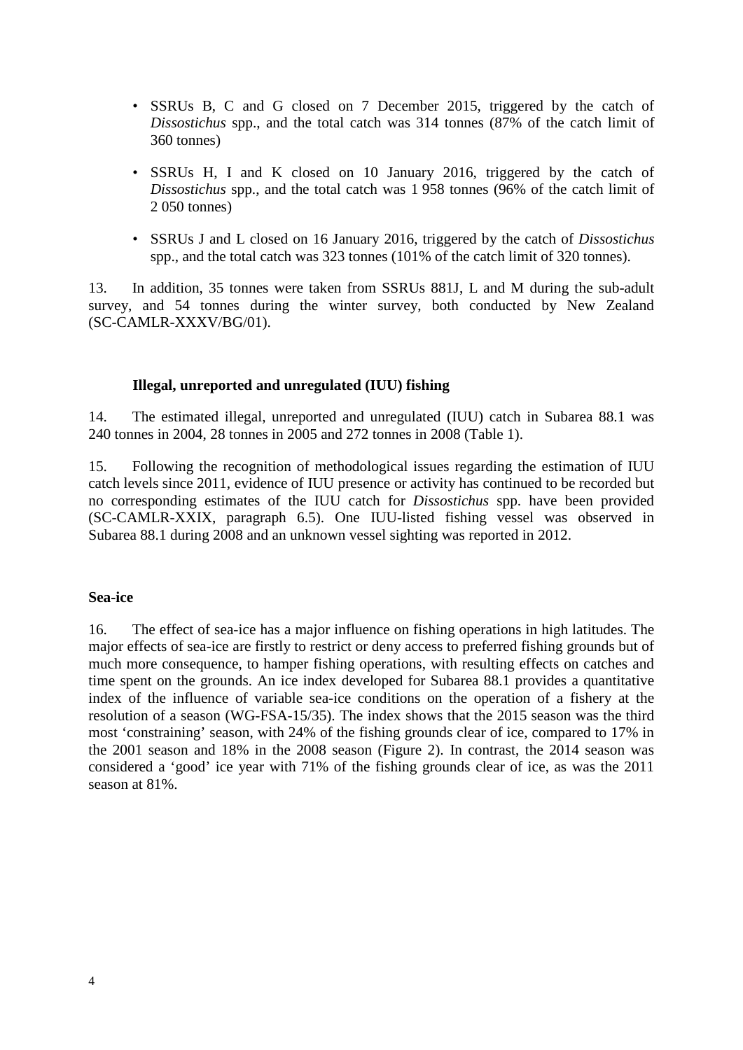- SSRUs B, C and G closed on 7 December 2015, triggered by the catch of *Dissostichus* spp., and the total catch was 314 tonnes (87% of the catch limit of 360 tonnes)

- SSRUs H, I and K closed on 10 January 2016, triggered by the catch of *Dissostichus* spp., and the total catch was 1 958 tonnes (96% of the catch limit of 2 050 tonnes)

- SSRUs J and L closed on 16 January 2016, triggered by the catch of *Dissostichus* spp., and the total catch was 323 tonnes (101% of the catch limit of 320 tonnes).

13. In addition, 35 tonnes were taken from SSRUs 881J, L and M during the sub-adult survey, and 54 tonnes during the winter survey, both conducted by New Zealand (SC-CAMLR-XXXV/BG/01).

### Illegal, unreported and unregulated (IUU) fishing

14. The estimated illegal, unreported and unregulated (IUU) catch in Subarea 88.1 was 240 tonnes in 2004, 28 tonnes in 2005 and 272 tonnes in 2008 (Table 1).

15. Following the recognition of methodological issues regarding the estimation of IUU catch levels since 2011, evidence of IUU presence or activity has continued to be recorded but no corresponding estimates of the IUU catch for *Dissostichus* spp. have been provided (SC-CAMLR-XXIX, paragraph 6.5). One IUU-listed fishing vessel was observed in Subarea 88.1 during 2008 and an unknown vessel sighting was reported in 2012.

## Sea-ice

16. The effect of sea-ice has a major influence on fishing operations in high latitudes. The major effects of sea-ice are firstly to restrict or deny access to preferred fishing grounds but of much more consequence, to hamper fishing operations, with resulting effects on catches and time spent on the grounds. An ice index developed for Subarea 88.1 provides a quantitative index of the influence of variable sea-ice conditions on the operation of a fishery at the resolution of a season (WG-FSA-15/35). The index shows that the 2015 season was the third most 'constraining' season, with 24% of the fishing grounds clear of ice, compared to 17% in the 2001 season and 18% in the 2008 season (Figure 2). In contrast, the 2014 season was considered a 'good' ice year with 71% of the fishing grounds clear of ice, as was the 2011 season at 81%.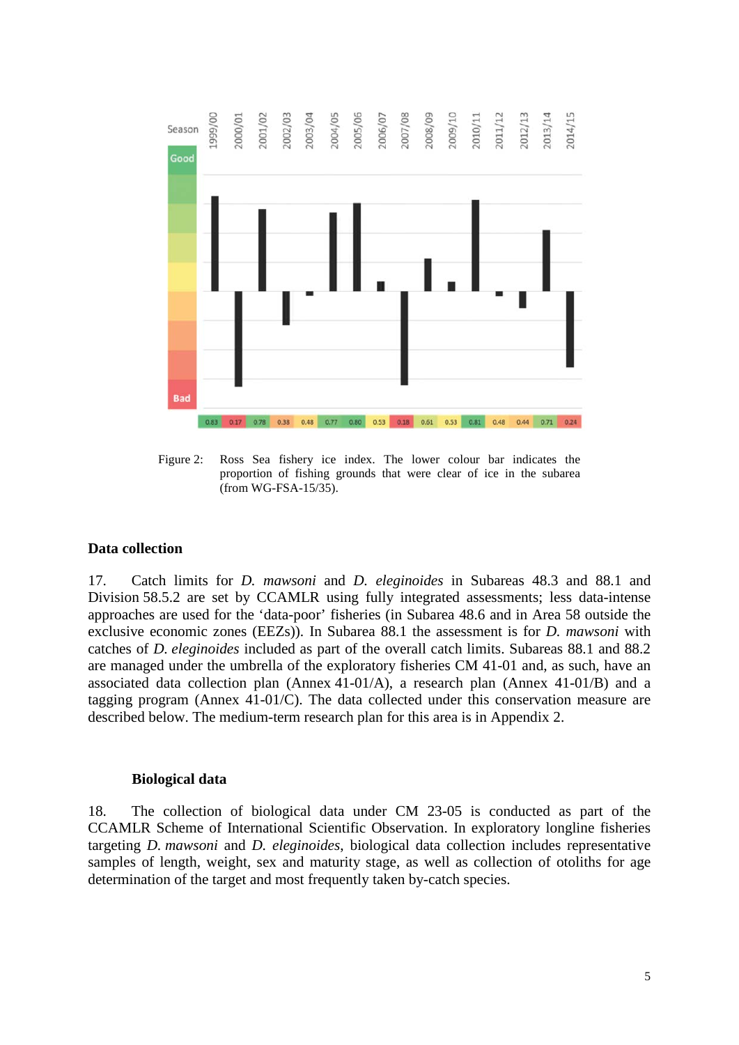Figure 2: Ross Sea fishery ice index. The lower colour bar indicates the proportion of fishing grounds that were clear of ice in the subarea (from WG-FSA-15/35).

## Data collection

17. Catch limits for *D. mawsoni* and *D. eleginoides* in Subareas 48.3 and 88.1 and Division 58.5.2 are set by CCAMLR using fully integrated assessments; less data-intense approaches are used for the 'data-poor' fisheries (in Subarea 48.6 and in Area 58 outside the exclusive economic zones (EEZs)). In Subarea 88.1 the assessment is for *D. mawsoni* with catches of *D. eleginoides* included as part of the overall catch limits. Subareas 88.1 and 88.2 are managed under the umbrella of the exploratory fisheries CM 41-01 and, as such, have an associated data collection plan (Annex 41-01/A), a research plan (Annex 41-01/B) and a tagging program (Annex 41-01/C). The data collected under this conservation measure are described below. The medium-term research plan for this area is in Appendix 2.

### Biological data

18. The collection of biological data under CM 23-05 is conducted as part of the CCAMLR Scheme of International Scientific Observation. In exploratory longline fisheries targeting *D. mawsoni* and *D. eleginoides*, biological data collection includes representative samples of length, weight, sex and maturity stage, as well as collection of otoliths for age determination of the target and most frequently taken by-catch species.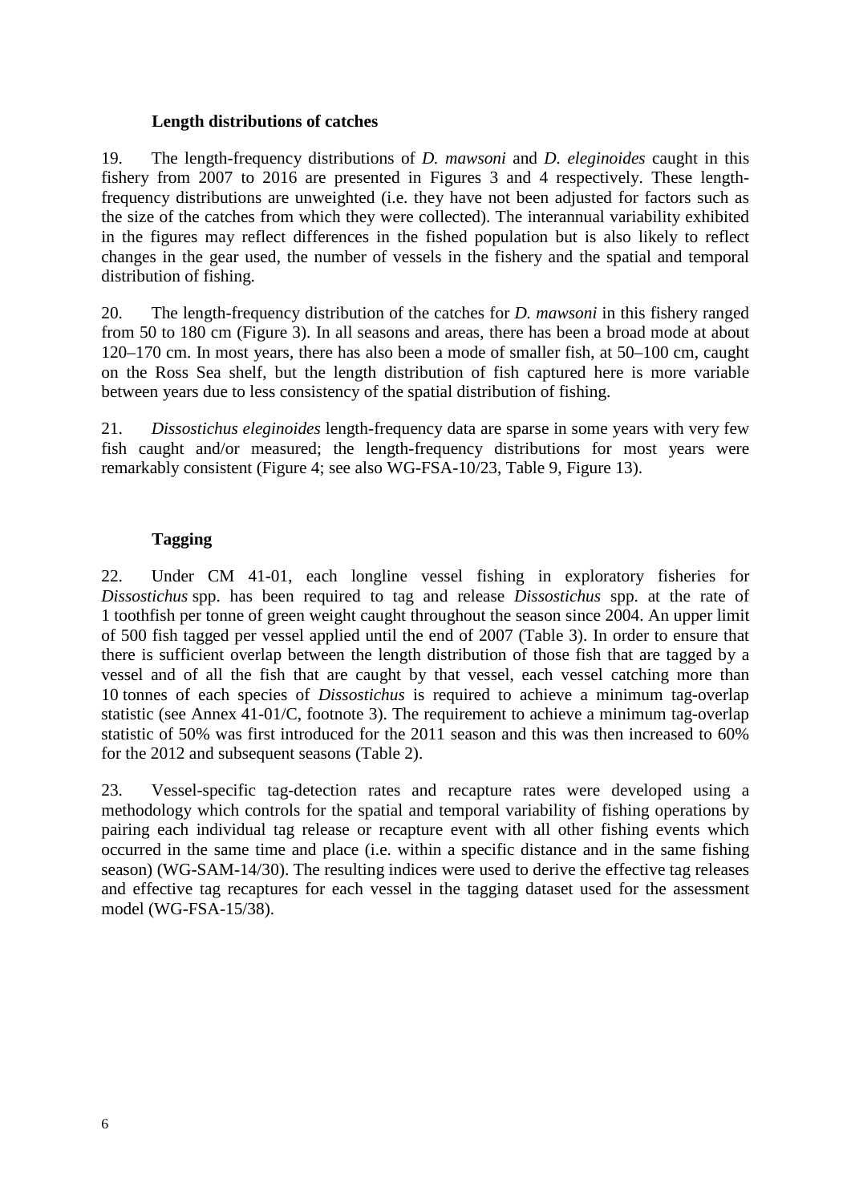### Length distributions of catches

19. The length-frequency distributions of *D. mawsoni* and *D. eleginoides* caught in this fishery from 2007 to 2016 are presented in Figures 3 and 4 respectively. These length-frequency distributions are unweighted (i.e. they have not been adjusted for factors such as the size of the catches from which they were collected). The interannual variability exhibited in the figures may reflect differences in the fished population but is also likely to reflect changes in the gear used, the number of vessels in the fishery and the spatial and temporal distribution of fishing.

20. The length-frequency distribution of the catches for *D. mawsoni* in this fishery ranged from 50 to 180 cm (Figure 3). In all seasons and areas, there has been a broad mode at about 120–170 cm. In most years, there has also been a mode of smaller fish, at 50–100 cm, caught on the Ross Sea shelf, but the length distribution of fish captured here is more variable between years due to less consistency of the spatial distribution of fishing.

21. *Dissostichus eleginoides* length-frequency data are sparse in some years with very few fish caught and/or measured; the length-frequency distributions for most years were remarkably consistent (Figure 4; see also WG-FSA-10/23, Table 9, Figure 13).

### Tagging

22. Under CM 41-01, each longline vessel fishing in exploratory fisheries for *Dissostichus* spp. has been required to tag and release *Dissostichus* spp. at the rate of 1 toothfish per tonne of green weight caught throughout the season since 2004. An upper limit of 500 fish tagged per vessel applied until the end of 2007 (Table 3). In order to ensure that there is sufficient overlap between the length distribution of those fish that are tagged by a vessel and of all the fish that are caught by that vessel, each vessel catching more than 10 tonnes of each species of *Dissostichus* is required to achieve a minimum tag-overlap statistic (see Annex 41-01/C, footnote 3). The requirement to achieve a minimum tag-overlap statistic of 50% was first introduced for the 2011 season and this was then increased to 60% for the 2012 and subsequent seasons (Table 2).

23. Vessel-specific tag-detection rates and recapture rates were developed using a methodology which controls for the spatial and temporal variability of fishing operations by pairing each individual tag release or recapture event with all other fishing events which occurred in the same time and place (i.e. within a specific distance and in the same fishing season) (WG-SAM-14/30). The resulting indices were used to derive the effective tag releases and effective tag recaptures for each vessel in the tagging dataset used for the assessment model (WG-FSA-15/38).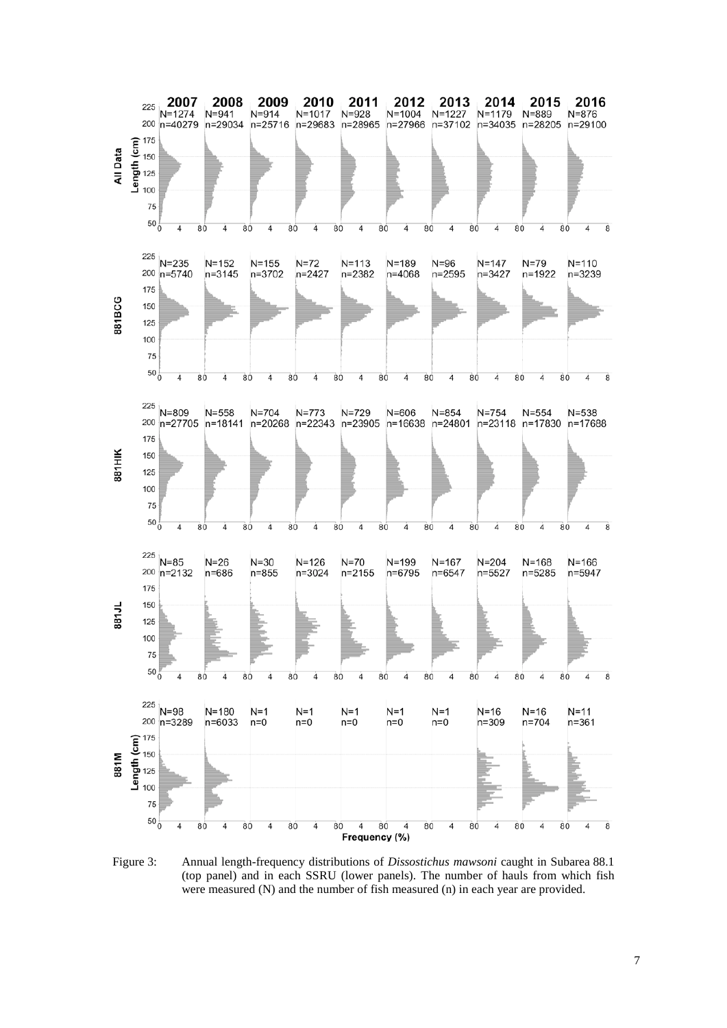Figure 3: Annual length-frequency distributions of *Dissostichus mawsoni* caught in Subarea 88.1 (top panel) and in each SSRU (lower panels). The number of hauls from which fish were measured (N) and the number of fish measured (n) in each year are provided.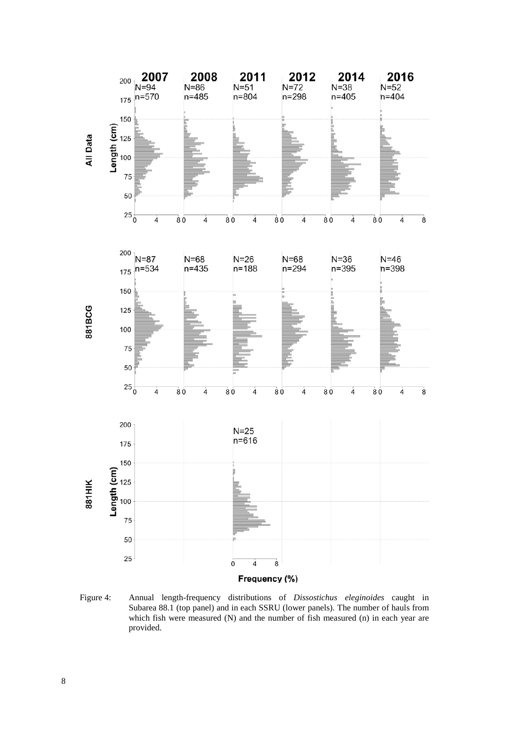Figure 4: Annual length-frequency distributions of *Dissostichus eleginoides* caught in Subarea 88.1 (top panel) and in each SSRU (lower panels). The number of hauls from which fish were measured (N) and the number of fish measured (n) in each year are provided.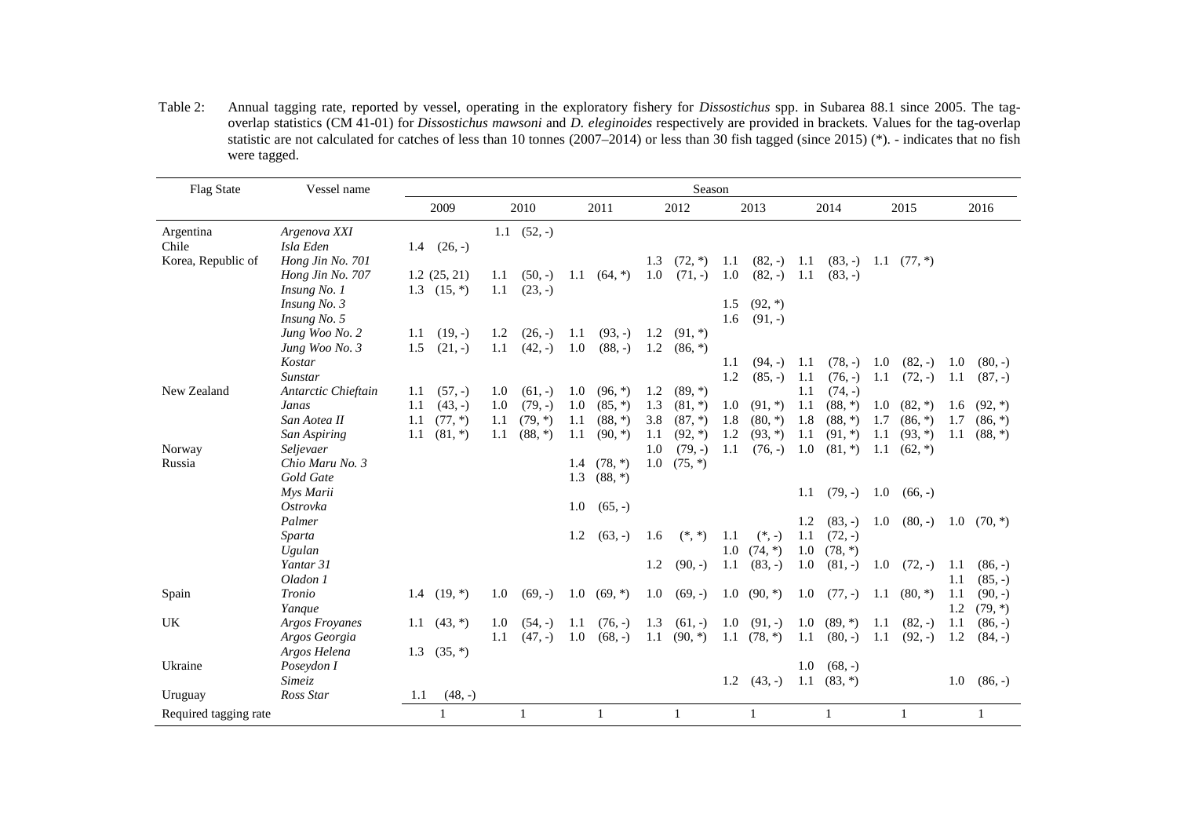Table 2: Annual tagging rate, reported by vessel, operating in the exploratory fishery for *Dissostichus* spp. in Subarea 88.1 since 2005. The tag-overlap statistics (CM 41-01) for *Dissostichus mawsoni* and *D. eleginoides* respectively are provided in brackets. Values for the tag-overlap statistic are not calculated for catches of less than 10 tonnes (2007–2014) or less than 30 fish tagged (since 2015) (*). - indicates that no fish were tagged.

| Flag State | Vessel name | Season | | | | | | | | | | | | | | | |
|---|---|---|---|---|---|---|---|---|---|---|---|---|---|---|---|---|---|
| | | 2009 | | 2010 | | 2011 | | 2012 | | 2013 | | 2014 | | 2015 | | 2016 | |
| Argentina | *Argenova XXI* | | | 1.1 | (52, -) | | | | | | | | | | | | |
| Chile | *Isla Eden* | 1.4 | (26, -) | | | | | | | | | | | | | | |
| Korea, Republic of | *Hong Jin No. 701* | | | | | | | 1.3 | (72, *) | 1.1 | (82, -) | 1.1 | (83, -) | 1.1 | (77, *) | | |
| | *Hong Jin No. 707* | 1.2 | (25, 21) | 1.1 | (50, -) | 1.1 | (64, *) | 1.0 | (71, -) | 1.0 | (82, -) | 1.1 | (83, -) | | | | |
| | *Insung No. 1* | 1.3 | (15, *) | 1.1 | (23, -) | | | | | | | | | | | | |
| | *Insung No. 3* | | | | | | | | | 1.5 | (92, *) | | | | | | |
| | *Insung No. 5* | | | | | | | | | 1.6 | (91, -) | | | | | | |
| | *Jung Woo No. 2* | 1.1 | (19, -) | 1.2 | (26, -) | 1.1 | (93, -) | 1.2 | (91, *) | | | | | | | | |
| | *Jung Woo No. 3* | 1.5 | (21, -) | 1.1 | (42, -) | 1.0 | (88, -) | 1.2 | (86, *) | | | | | | | | |
| | *Kostar* | | | | | | | | | 1.1 | (94, -) | 1.1 | (78, -) | 1.0 | (82, -) | 1.0 | (80, -) |
| | *Sunstar* | | | | | | | | | 1.2 | (85, -) | 1.1 | (76, -) | 1.1 | (72, -) | 1.1 | (87, -) |
| New Zealand | *Antarctic Chieftain* | 1.1 | (57, -) | 1.0 | (61, -) | 1.0 | (96, *) | 1.2 | (89, *) | | | 1.1 | (74, -) | | | | |
| | *Janas* | 1.1 | (43, -) | 1.0 | (79, -) | 1.0 | (85, *) | 1.3 | (81, *) | 1.0 | (91, *) | 1.1 | (88, *) | 1.0 | (82, *) | 1.6 | (92, *) |
| | *San Aotea II* | 1.1 | (77, *) | 1.1 | (79, *) | 1.1 | (88, *) | 3.8 | (87, *) | 1.8 | (80, *) | 1.8 | (88, *) | 1.7 | (86, *) | 1.7 | (86, *) |
| | *San Aspiring* | 1.1 | (81, *) | 1.1 | (88, *) | 1.1 | (90, *) | 1.1 | (92, *) | 1.2 | (93, *) | 1.1 | (91, *) | 1.1 | (93, *) | 1.1 | (88, *) |
| Norway | *Seljevaer* | | | | | | | 1.0 | (79, -) | 1.1 | (76, -) | 1.0 | (81, *) | 1.1 | (62, *) | | |
| Russia | *Chio Maru No. 3* | | | | | 1.4 | (78, *) | 1.0 | (75, *) | | | | | | | | |
| | *Gold Gate* | | | | | 1.3 | (88, *) | | | | | | | | | | |
| | *Mys Marii* | | | | | | | | | | | 1.1 | (79, -) | 1.0 | (66, -) | | |
| | *Ostrovka* | | | | | 1.0 | (65, -) | | | | | | | | | | |
| | *Palmer* | | | | | | | | | | | 1.2 | (83, -) | 1.0 | (80, -) | 1.0 | (70, *) |
| | *Sparta* | | | | | 1.2 | (63, -) | 1.6 | (*, *) | 1.1 | (*, -) | 1.1 | (72, -) | | | | |
| | *Ugulan* | | | | | | | | | 1.0 | (74, *) | 1.0 | (78, *) | | | | |
| | *Yantar 31* | | | | | | | 1.2 | (90, -) | 1.1 | (83, -) | 1.0 | (81, -) | 1.0 | (72, -) | 1.1 | (86, -) |
| | *Oladon 1* | | | | | | | | | | | | | | | 1.1 | (85, -) |
| Spain | *Tronio* | 1.4 | (19, *) | 1.0 | (69, -) | 1.0 | (69, *) | 1.0 | (69, -) | 1.0 | (90, *) | 1.0 | (77, -) | 1.1 | (80, *) | 1.1 | (90, -) |
| | *Yanque* | | | | | | | | | | | | | | | 1.2 | (79, *) |
| UK | *Argos Froyanes* | 1.1 | (43, *) | 1.0 | (54, -) | 1.1 | (76, -) | 1.3 | (61, -) | 1.0 | (91, -) | 1.0 | (89, *) | 1.1 | (82, -) | 1.1 | (86, -) |
| | *Argos Georgia* | | | 1.1 | (47, -) | 1.0 | (68, -) | 1.1 | (90, *) | 1.1 | (78, *) | 1.1 | (80, -) | 1.1 | (92, -) | 1.2 | (84, -) |
| | *Argos Helena* | 1.3 | (35, *) | | | | | | | | | | | | | | |
| Ukraine | *Poseydon I* | | | | | | | | | | | 1.0 | (68, -) | | | | |
| | *Simeiz* | | | | | | | | | 1.2 | (43, -) | 1.1 | (83, *) | | | 1.0 | (86, -) |
| Uruguay | *Ross Star* | 1.1 | (48, -) | | | | | | | | | | | | | | |
| Required tagging rate | | 1 | | 1 | | 1 | | 1 | | 1 | | 1 | | 1 | | 1 | |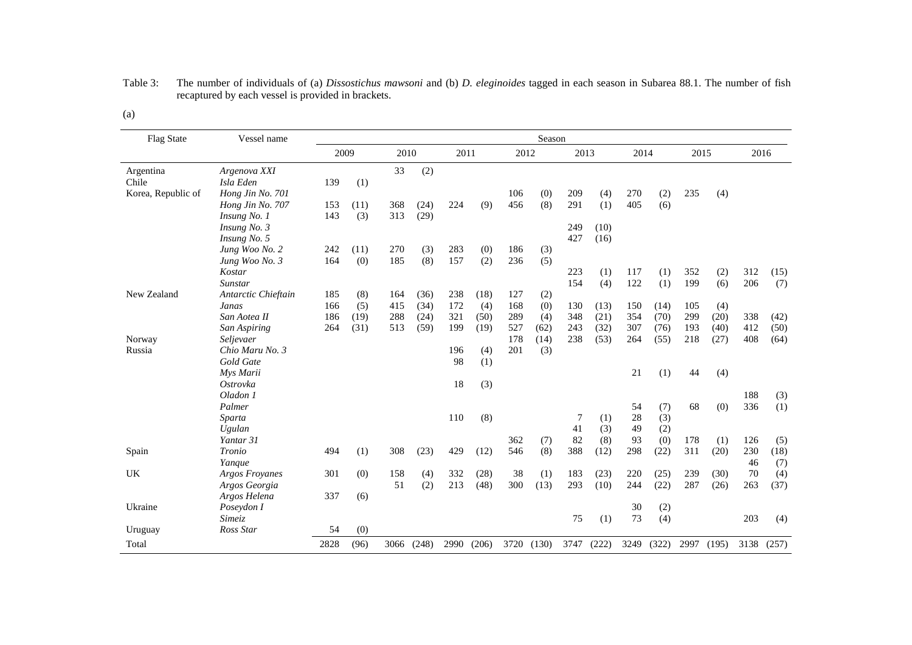Table 3: The number of individuals of (a) *Dissostichus mawsoni* and (b) *D. eleginoides* tagged in each season in Subarea 88.1. The number of fish recaptured by each vessel is provided in brackets.

(a)

| Flag State | Vessel name | Season | | | | | | | | | | | | | | | |
|---|---|---|---|---|---|---|---|---|---|---|---|---|---|---|---|---|---|
| | | 2009 | | 2010 | | 2011 | | 2012 | | 2013 | | 2014 | | 2015 | | 2016 | |
| Argentina | *Argenova XXI* | | | 33 | (2) | | | | | | | | | | | | |
| Chile | *Isla Eden* | 139 | (1) | | | | | | | | | | | | | | |
| Korea, Republic of | *Hong Jin No. 701* | | | | | | | 106 | (0) | 209 | (4) | 270 | (2) | 235 | (4) | | |
| | *Hong Jin No. 707* | 153 | (11) | 368 | (24) | 224 | (9) | 456 | (8) | 291 | (1) | 405 | (6) | | | | |
| | *Insung No. 1* | 143 | (3) | 313 | (29) | | | | | | | | | | | | |
| | *Insung No. 3* | | | | | | | | | 249 | (10) | | | | | | |
| | *Insung No. 5* | | | | | | | | | 427 | (16) | | | | | | |
| | *Jung Woo No. 2* | 242 | (11) | 270 | (3) | 283 | (0) | 186 | (3) | | | | | | | | |
| | *Jung Woo No. 3* | 164 | (0) | 185 | (8) | 157 | (2) | 236 | (5) | | | | | | | | |
| | *Kostar* | | | | | | | | | 223 | (1) | 117 | (1) | 352 | (2) | 312 | (15) |
| | *Sunstar* | | | | | | | | | 154 | (4) | 122 | (1) | 199 | (6) | 206 | (7) |
| New Zealand | *Antarctic Chieftain* | 185 | (8) | 164 | (36) | 238 | (18) | 127 | (2) | | | | | | | | |
| | *Janas* | 166 | (5) | 415 | (34) | 172 | (4) | 168 | (0) | 130 | (13) | 150 | (14) | 105 | (4) | | |
| | *San Aotea II* | 186 | (19) | 288 | (24) | 321 | (50) | 289 | (4) | 348 | (21) | 354 | (70) | 299 | (20) | 338 | (42) |
| | *San Aspiring* | 264 | (31) | 513 | (59) | 199 | (19) | 527 | (62) | 243 | (32) | 307 | (76) | 193 | (40) | 412 | (50) |
| Norway | *Seljevaer* | | | | | | | 178 | (14) | 238 | (53) | 264 | (55) | 218 | (27) | 408 | (64) |
| Russia | *Chio Maru No. 3* | | | | | 196 | (4) | 201 | (3) | | | | | | | | |
| | *Gold Gate* | | | | | 98 | (1) | | | | | | | | | | |
| | *Mys Marii* | | | | | | | | | | | 21 | (1) | 44 | (4) | | |
| | *Ostrovka* | | | | | 18 | (3) | | | | | | | | | | |
| | *Oladon 1* | | | | | | | | | | | | | | | 188 | (3) |
| | *Palmer* | | | | | | | | | | | 54 | (7) | 68 | (0) | 336 | (1) |
| | *Sparta* | | | | | 110 | (8) | | | 7 | (1) | 28 | (3) | | | | |
| | *Ugulan* | | | | | | | | | 41 | (3) | 49 | (2) | | | | |
| | *Yantar 31* | | | | | | | 362 | (7) | 82 | (8) | 93 | (0) | 178 | (1) | 126 | (5) |
| Spain | *Tronio* | 494 | (1) | 308 | (23) | 429 | (12) | 546 | (8) | 388 | (12) | 298 | (22) | 311 | (20) | 230 | (18) |
| | *Yanque* | | | | | | | | | | | | | | | 46 | (7) |
| UK | *Argos Froyanes* | 301 | (0) | 158 | (4) | 332 | (28) | 38 | (1) | 183 | (23) | 220 | (25) | 239 | (30) | 70 | (4) |
| | *Argos Georgia* | | | 51 | (2) | 213 | (48) | 300 | (13) | 293 | (10) | 244 | (22) | 287 | (26) | 263 | (37) |
| | *Argos Helena* | 337 | (6) | | | | | | | | | | | | | | |
| Ukraine | *Poseydon I* | | | | | | | | | | | 30 | (2) | | | | |
| | *Simeiz* | | | | | | | | | 75 | (1) | 73 | (4) | | | 203 | (4) |
| Uruguay | *Ross Star* | 54 | (0) | | | | | | | | | | | | | | |
| Total | | 2828 | (96) | 3066 | (248) | 2990 | (206) | 3720 | (130) | 3747 | (222) | 3249 | (322) | 2997 | (195) | 3138 | (257) |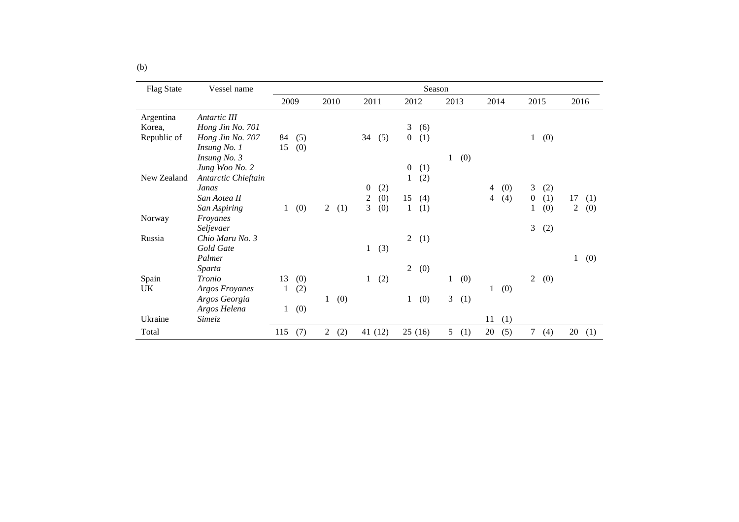(b)

| Flag State | Vessel name | Season | | | | | | | |
|---|---|---|---|---|---|---|---|---|---|
| | | 2009 | 2010 | 2011 | 2012 | 2013 | 2014 | 2015 | 2016 |
| Argentina | *Antartic III* | | | | | | | | |
| Korea, | *Hong Jin No. 701* | | | | 3 (6) | | | | |
| Republic of | *Hong Jin No. 707* | 84 (5) | | 34 (5) | 0 (1) | | | 1 (0) | |
| | *Insung No. 1* | 15 (0) | | | | | | | |
| | *Insung No. 3* | | | | | 1 (0) | | | |
| | *Jung Woo No. 2* | | | | 0 (1) | | | | |
| New Zealand | *Antarctic Chieftain* | | | | 1 (2) | | | | |
| | *Janas* | | | 0 (2) | | | 4 (0) | 3 (2) | |
| | *San Aotea II* | | | 2 (0) | 15 (4) | | 4 (4) | 0 (1) | 17 (1) |
| | *San Aspiring* | 1 (0) | 2 (1) | 3 (0) | 1 (1) | | | 1 (0) | 2 (0) |
| Norway | *Froyanes* | | | | | | | | |
| | *Seljevaer* | | | | | | | 3 (2) | |
| Russia | *Chio Maru No. 3* | | | | 2 (1) | | | | |
| | *Gold Gate* | | | 1 (3) | | | | | |
| | *Palmer* | | | | | | | | 1 (0) |
| | *Sparta* | | | | 2 (0) | | | | |
| Spain | *Tronio* | 13 (0) | | 1 (2) | | 1 (0) | | 2 (0) | |
| UK | *Argos Froyanes* | 1 (2) | | | | | 1 (0) | | |
| | *Argos Georgia* | | 1 (0) | | 1 (0) | 3 (1) | | | |
| | *Argos Helena* | 1 (0) | | | | | | | |
| Ukraine | *Simeiz* | | | | | | 11 (1) | | |
| Total | | 115 (7) | 2 (2) | 41 (12) | 25 (16) | 5 (1) | 20 (5) | 7 (4) | 20 (1) |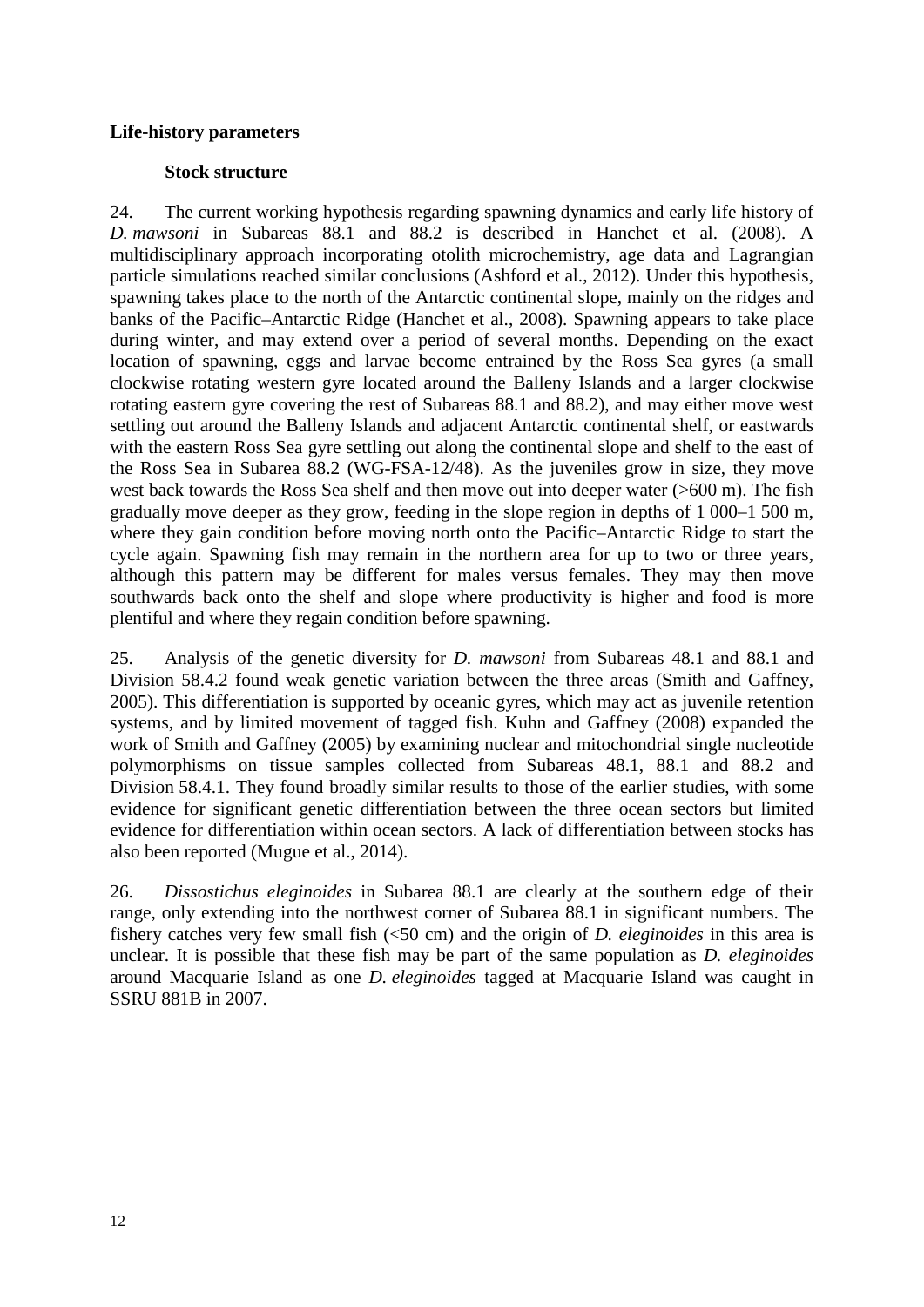## Life-history parameters

### Stock structure

24. The current working hypothesis regarding spawning dynamics and early life history of *D. mawsoni* in Subareas 88.1 and 88.2 is described in Hanchet et al. (2008). A multidisciplinary approach incorporating otolith microchemistry, age data and Lagrangian particle simulations reached similar conclusions (Ashford et al., 2012). Under this hypothesis, spawning takes place to the north of the Antarctic continental slope, mainly on the ridges and banks of the Pacific–Antarctic Ridge (Hanchet et al., 2008). Spawning appears to take place during winter, and may extend over a period of several months. Depending on the exact location of spawning, eggs and larvae become entrained by the Ross Sea gyres (a small clockwise rotating western gyre located around the Balleny Islands and a larger clockwise rotating eastern gyre covering the rest of Subareas 88.1 and 88.2), and may either move west settling out around the Balleny Islands and adjacent Antarctic continental shelf, or eastwards with the eastern Ross Sea gyre settling out along the continental slope and shelf to the east of the Ross Sea in Subarea 88.2 (WG-FSA-12/48). As the juveniles grow in size, they move west back towards the Ross Sea shelf and then move out into deeper water (>600 m). The fish gradually move deeper as they grow, feeding in the slope region in depths of 1 000–1 500 m, where they gain condition before moving north onto the Pacific–Antarctic Ridge to start the cycle again. Spawning fish may remain in the northern area for up to two or three years, although this pattern may be different for males versus females. They may then move southwards back onto the shelf and slope where productivity is higher and food is more plentiful and where they regain condition before spawning.

25. Analysis of the genetic diversity for *D. mawsoni* from Subareas 48.1 and 88.1 and Division 58.4.2 found weak genetic variation between the three areas (Smith and Gaffney, 2005). This differentiation is supported by oceanic gyres, which may act as juvenile retention systems, and by limited movement of tagged fish. Kuhn and Gaffney (2008) expanded the work of Smith and Gaffney (2005) by examining nuclear and mitochondrial single nucleotide polymorphisms on tissue samples collected from Subareas 48.1, 88.1 and 88.2 and Division 58.4.1. They found broadly similar results to those of the earlier studies, with some evidence for significant genetic differentiation between the three ocean sectors but limited evidence for differentiation within ocean sectors. A lack of differentiation between stocks has also been reported (Mugue et al., 2014).

26. *Dissostichus eleginoides* in Subarea 88.1 are clearly at the southern edge of their range, only extending into the northwest corner of Subarea 88.1 in significant numbers. The fishery catches very few small fish (<50 cm) and the origin of *D. eleginoides* in this area is unclear. It is possible that these fish may be part of the same population as *D. eleginoides* around Macquarie Island as one *D. eleginoides* tagged at Macquarie Island was caught in SSRU 881B in 2007.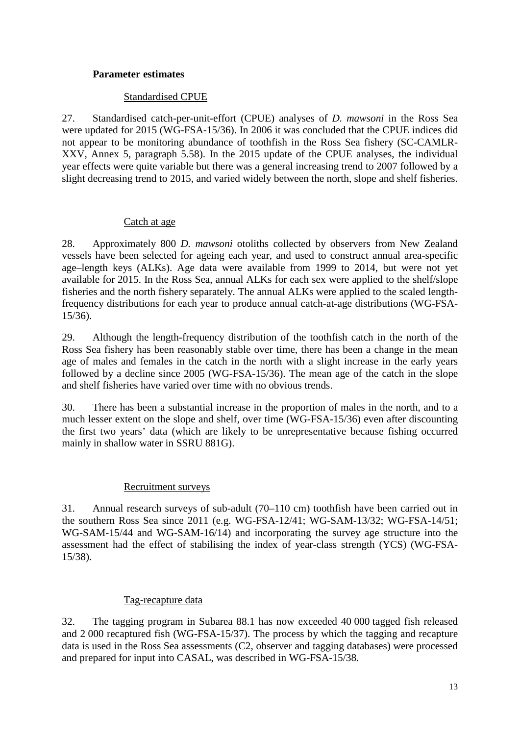### Parameter estimates

#### Standardised CPUE

27. Standardised catch-per-unit-effort (CPUE) analyses of *D. mawsoni* in the Ross Sea were updated for 2015 (WG-FSA-15/36). In 2006 it was concluded that the CPUE indices did not appear to be monitoring abundance of toothfish in the Ross Sea fishery (SC-CAMLR-XXV, Annex 5, paragraph 5.58). In the 2015 update of the CPUE analyses, the individual year effects were quite variable but there was a general increasing trend to 2007 followed by a slight decreasing trend to 2015, and varied widely between the north, slope and shelf fisheries.

#### Catch at age

28. Approximately 800 *D. mawsoni* otoliths collected by observers from New Zealand vessels have been selected for ageing each year, and used to construct annual area-specific age–length keys (ALKs). Age data were available from 1999 to 2014, but were not yet available for 2015. In the Ross Sea, annual ALKs for each sex were applied to the shelf/slope fisheries and the north fishery separately. The annual ALKs were applied to the scaled length-frequency distributions for each year to produce annual catch-at-age distributions (WG-FSA-15/36).

29. Although the length-frequency distribution of the toothfish catch in the north of the Ross Sea fishery has been reasonably stable over time, there has been a change in the mean age of males and females in the catch in the north with a slight increase in the early years followed by a decline since 2005 (WG-FSA-15/36). The mean age of the catch in the slope and shelf fisheries have varied over time with no obvious trends.

30. There has been a substantial increase in the proportion of males in the north, and to a much lesser extent on the slope and shelf, over time (WG-FSA-15/36) even after discounting the first two years' data (which are likely to be unrepresentative because fishing occurred mainly in shallow water in SSRU 881G).

#### Recruitment surveys

31. Annual research surveys of sub-adult (70–110 cm) toothfish have been carried out in the southern Ross Sea since 2011 (e.g. WG-FSA-12/41; WG-SAM-13/32; WG-FSA-14/51; WG-SAM-15/44 and WG-SAM-16/14) and incorporating the survey age structure into the assessment had the effect of stabilising the index of year-class strength (YCS) (WG-FSA-15/38).

#### Tag-recapture data

32. The tagging program in Subarea 88.1 has now exceeded 40 000 tagged fish released and 2 000 recaptured fish (WG-FSA-15/37). The process by which the tagging and recapture data is used in the Ross Sea assessments (C2, observer and tagging databases) were processed and prepared for input into CASAL, was described in WG-FSA-15/38.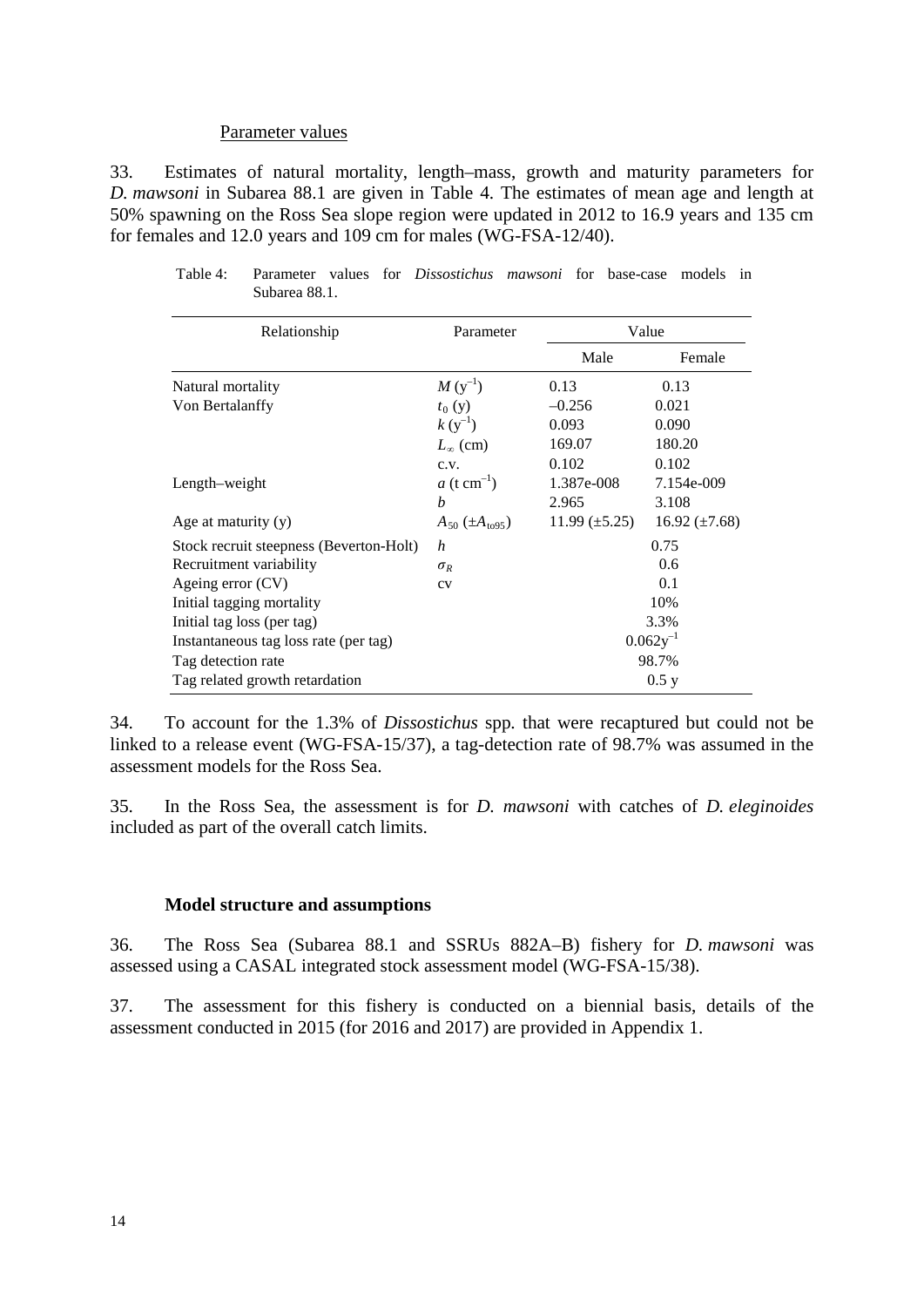Parameter values

33. Estimates of natural mortality, length–mass, growth and maturity parameters for *D. mawsoni* in Subarea 88.1 are given in Table 4. The estimates of mean age and length at 50% spawning on the Ross Sea slope region were updated in 2012 to 16.9 years and 135 cm for females and 12.0 years and 109 cm for males (WG-FSA-12/40).

Table 4: Parameter values for *Dissostichus mawsoni* for base-case models in Subarea 88.1.

| Relationship | Parameter | Value | |
|---|---|---|---|
| | | Male | Female |
| Natural mortality | $M$ ($y^{-1}$) | 0.13 | 0.13 |
| Von Bertalanffy | $t_0$ (y) | –0.256 | 0.021 |
| | $k$ ($y^{-1}$) | 0.093 | 0.090 |
| | $L_\infty$ (cm) | 169.07 | 180.20 |
| | c.v. | 0.102 | 0.102 |
| Length–weight | $a$ (t $cm^{-1}$) | 1.387e-008 | 7.154e-009 |
| | $b$ | 2.965 | 3.108 |
| Age at maturity (y) | $A_{50}$ ($\pm A_{to95}$) | 11.99 (±5.25) | 16.92 (±7.68) |
| Stock recruit steepness (Beverton-Holt) | $h$ | 0.75 | |
| Recruitment variability | $\sigma_R$ | 0.6 | |
| Ageing error (CV) | cv | 0.1 | |
| Initial tagging mortality | | 10% | |
| Initial tag loss (per tag) | | 3.3% | |
| Instantaneous tag loss rate (per tag) | | $0.062y^{-1}$ | |
| Tag detection rate | | 98.7% | |
| Tag related growth retardation | | 0.5 y | |

34. To account for the 1.3% of *Dissostichus* spp. that were recaptured but could not be linked to a release event (WG-FSA-15/37), a tag-detection rate of 98.7% was assumed in the assessment models for the Ross Sea.

35. In the Ross Sea, the assessment is for *D. mawsoni* with catches of *D. eleginoides* included as part of the overall catch limits.

### Model structure and assumptions

36. The Ross Sea (Subarea 88.1 and SSRUs 882A–B) fishery for *D. mawsoni* was assessed using a CASAL integrated stock assessment model (WG-FSA-15/38).

37. The assessment for this fishery is conducted on a biennial basis, details of the assessment conducted in 2015 (for 2016 and 2017) are provided in Appendix 1.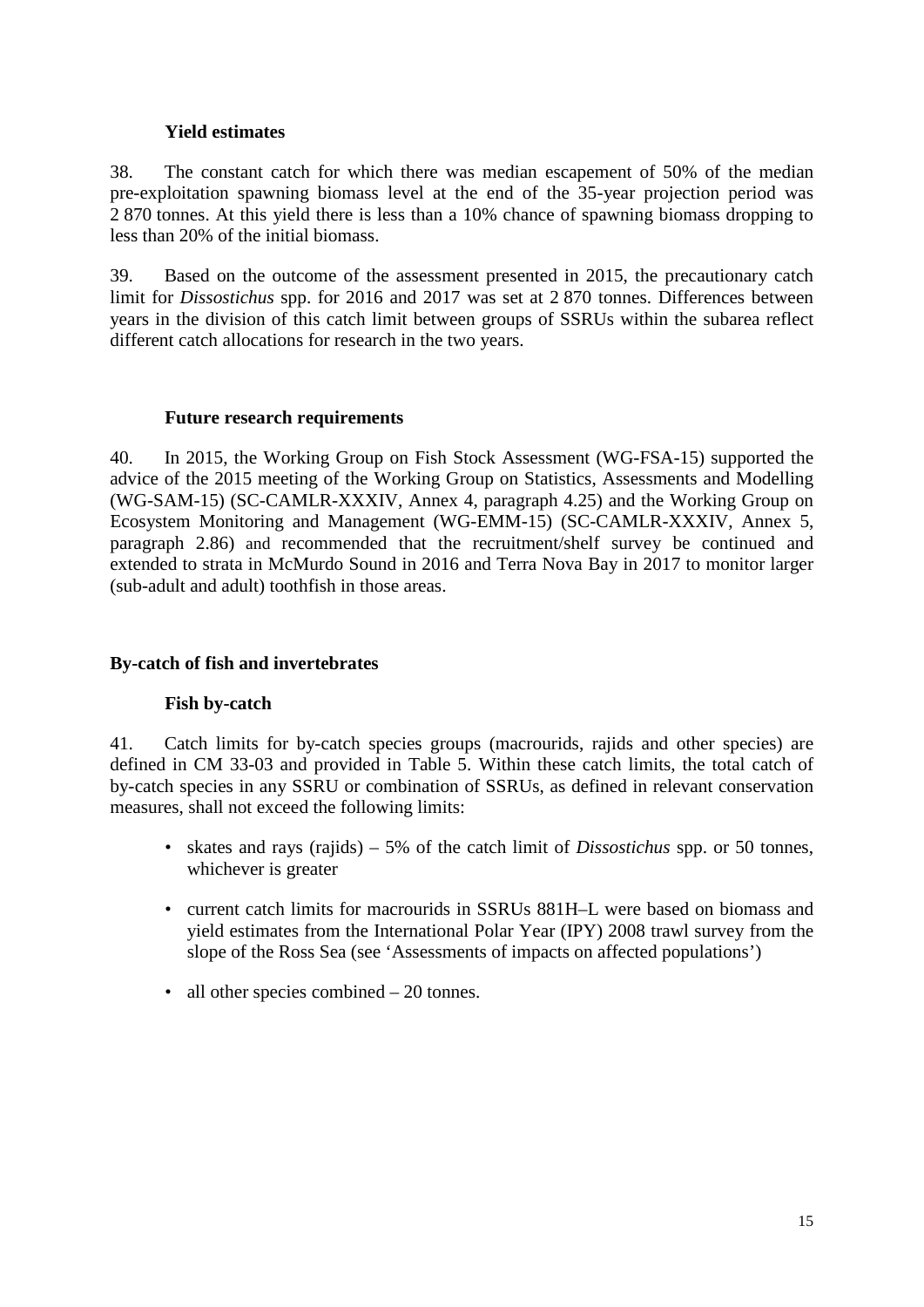### Yield estimates

38. The constant catch for which there was median escapement of 50% of the median pre-exploitation spawning biomass level at the end of the 35-year projection period was 2 870 tonnes. At this yield there is less than a 10% chance of spawning biomass dropping to less than 20% of the initial biomass.

39. Based on the outcome of the assessment presented in 2015, the precautionary catch limit for *Dissostichus* spp. for 2016 and 2017 was set at 2 870 tonnes. Differences between years in the division of this catch limit between groups of SSRUs within the subarea reflect different catch allocations for research in the two years.

### Future research requirements

40. In 2015, the Working Group on Fish Stock Assessment (WG-FSA-15) supported the advice of the 2015 meeting of the Working Group on Statistics, Assessments and Modelling (WG-SAM-15) (SC-CAMLR-XXXIV, Annex 4, paragraph 4.25) and the Working Group on Ecosystem Monitoring and Management (WG-EMM-15) (SC-CAMLR-XXXIV, Annex 5, paragraph 2.86) and recommended that the recruitment/shelf survey be continued and extended to strata in McMurdo Sound in 2016 and Terra Nova Bay in 2017 to monitor larger (sub-adult and adult) toothfish in those areas.

## By-catch of fish and invertebrates

### Fish by-catch

41. Catch limits for by-catch species groups (macrourids, rajids and other species) are defined in CM 33-03 and provided in Table 5. Within these catch limits, the total catch of by-catch species in any SSRU or combination of SSRUs, as defined in relevant conservation measures, shall not exceed the following limits:

- skates and rays (rajids) – 5% of the catch limit of *Dissostichus* spp. or 50 tonnes, whichever is greater
- current catch limits for macrourids in SSRUs 881H–L were based on biomass and yield estimates from the International Polar Year (IPY) 2008 trawl survey from the slope of the Ross Sea (see 'Assessments of impacts on affected populations')
- all other species combined – 20 tonnes.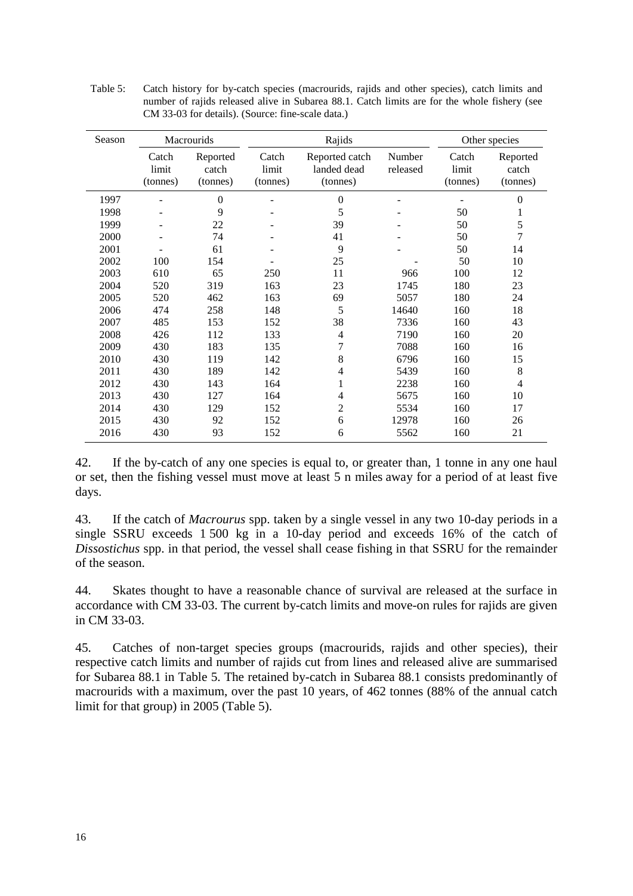Table 5: Catch history for by-catch species (macrourids, rajids and other species), catch limits and number of rajids released alive in Subarea 88.1. Catch limits are for the whole fishery (see CM 33-03 for details). (Source: fine-scale data.)

| Season | Macrourids | | Rajids | | | Other species | |
|---|---|---|---|---|---|---|---|
| | Catch limit (tonnes) | Reported catch (tonnes) | Catch limit (tonnes) | Reported catch landed dead (tonnes) | Number released | Catch limit (tonnes) | Reported catch (tonnes) |
| 1997 | - | 0 | - | 0 | - | - | 0 |
| 1998 | - | 9 | - | 5 | - | 50 | 1 |
| 1999 | - | 22 | - | 39 | - | 50 | 5 |
| 2000 | - | 74 | - | 41 | - | 50 | 7 |
| 2001 | - | 61 | - | 9 | - | 50 | 14 |
| 2002 | 100 | 154 | - | 25 | - | 50 | 10 |
| 2003 | 610 | 65 | 250 | 11 | 966 | 100 | 12 |
| 2004 | 520 | 319 | 163 | 23 | 1745 | 180 | 23 |
| 2005 | 520 | 462 | 163 | 69 | 5057 | 180 | 24 |
| 2006 | 474 | 258 | 148 | 5 | 14640 | 160 | 18 |
| 2007 | 485 | 153 | 152 | 38 | 7336 | 160 | 43 |
| 2008 | 426 | 112 | 133 | 4 | 7190 | 160 | 20 |
| 2009 | 430 | 183 | 135 | 7 | 7088 | 160 | 16 |
| 2010 | 430 | 119 | 142 | 8 | 6796 | 160 | 15 |
| 2011 | 430 | 189 | 142 | 4 | 5439 | 160 | 8 |
| 2012 | 430 | 143 | 164 | 1 | 2238 | 160 | 4 |
| 2013 | 430 | 127 | 164 | 4 | 5675 | 160 | 10 |
| 2014 | 430 | 129 | 152 | 2 | 5534 | 160 | 17 |
| 2015 | 430 | 92 | 152 | 6 | 12978 | 160 | 26 |
| 2016 | 430 | 93 | 152 | 6 | 5562 | 160 | 21 |

42. If the by-catch of any one species is equal to, or greater than, 1 tonne in any one haul or set, then the fishing vessel must move at least 5 n miles away for a period of at least five days.

43. If the catch of *Macrourus* spp. taken by a single vessel in any two 10-day periods in a single SSRU exceeds 1 500 kg in a 10-day period and exceeds 16% of the catch of *Dissostichus* spp. in that period, the vessel shall cease fishing in that SSRU for the remainder of the season.

44. Skates thought to have a reasonable chance of survival are released at the surface in accordance with CM 33-03. The current by-catch limits and move-on rules for rajids are given in CM 33-03.

45. Catches of non-target species groups (macrourids, rajids and other species), their respective catch limits and number of rajids cut from lines and released alive are summarised for Subarea 88.1 in Table 5. The retained by-catch in Subarea 88.1 consists predominantly of macrourids with a maximum, over the past 10 years, of 462 tonnes (88% of the annual catch limit for that group) in 2005 (Table 5).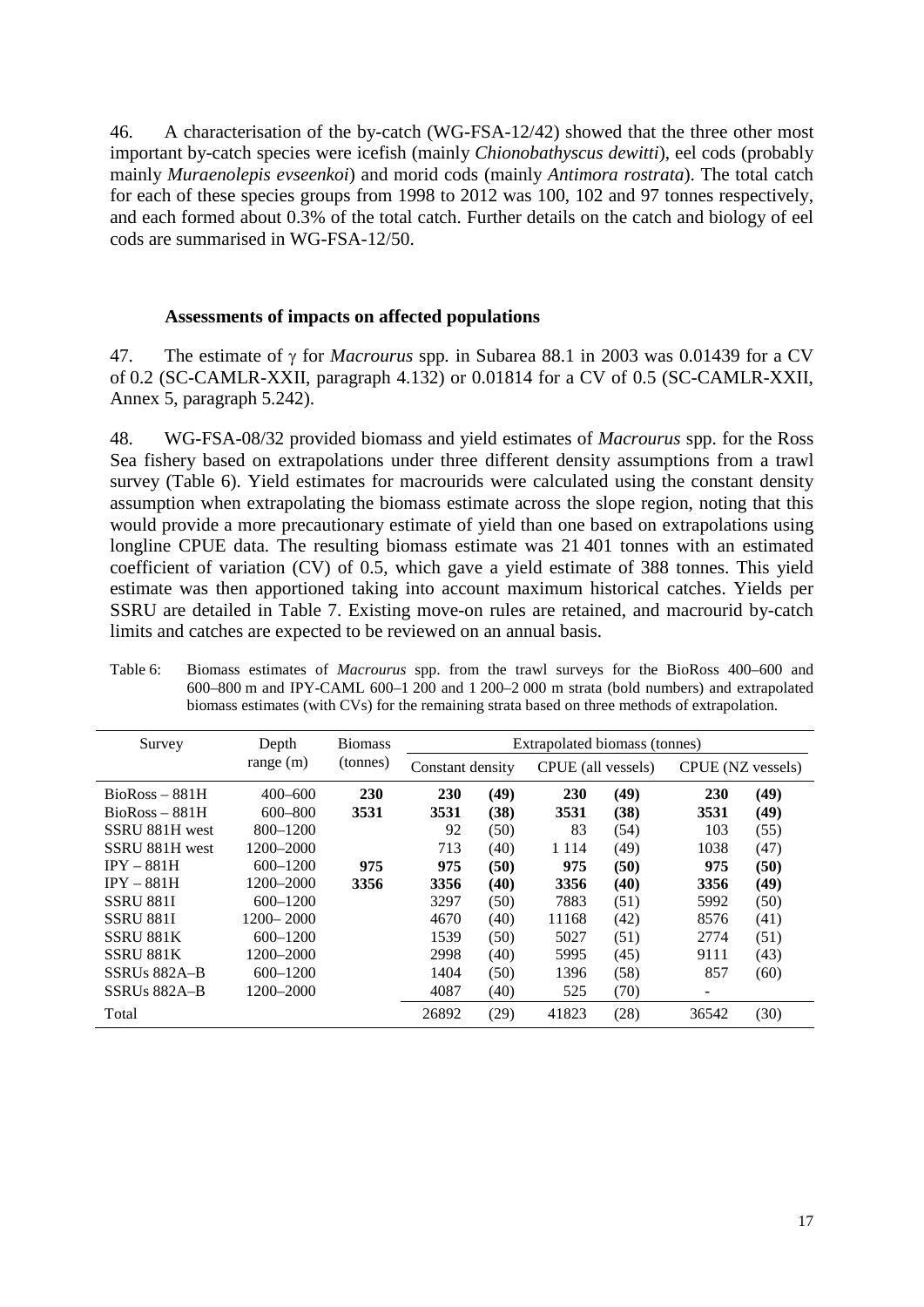46. A characterisation of the by-catch (WG-FSA-12/42) showed that the three other most important by-catch species were icefish (mainly *Chionobathyscus dewitti*), eel cods (probably mainly *Muraenolepis evseenkoi*) and morid cods (mainly *Antimora rostrata*). The total catch for each of these species groups from 1998 to 2012 was 100, 102 and 97 tonnes respectively, and each formed about 0.3% of the total catch. Further details on the catch and biology of eel cods are summarised in WG-FSA-12/50.

### Assessments of impacts on affected populations

47. The estimate of $\gamma$ for *Macrourus* spp. in Subarea 88.1 in 2003 was 0.01439 for a CV of 0.2 (SC-CAMLR-XXII, paragraph 4.132) or 0.01814 for a CV of 0.5 (SC-CAMLR-XXII, Annex 5, paragraph 5.242).

48. WG-FSA-08/32 provided biomass and yield estimates of *Macrourus* spp. for the Ross Sea fishery based on extrapolations under three different density assumptions from a trawl survey (Table 6). Yield estimates for macrourids were calculated using the constant density assumption when extrapolating the biomass estimate across the slope region, noting that this would provide a more precautionary estimate of yield than one based on extrapolations using longline CPUE data. The resulting biomass estimate was 21 401 tonnes with an estimated coefficient of variation (CV) of 0.5, which gave a yield estimate of 388 tonnes. This yield estimate was then apportioned taking into account maximum historical catches. Yields per SSRU are detailed in Table 7. Existing move-on rules are retained, and macrourid by-catch limits and catches are expected to be reviewed on an annual basis.

Table 6: Biomass estimates of *Macrourus* spp. from the trawl surveys for the BioRoss 400–600 and 600–800 m and IPY-CAML 600–1 200 and 1 200–2 000 m strata (bold numbers) and extrapolated biomass estimates (with CVs) for the remaining strata based on three methods of extrapolation.

| Survey | Depth range (m) | Biomass (tonnes) | Extrapolated biomass (tonnes) | | | | | |
|---|---|---|---|---|---|---|---|---|
| | | | Constant density | | CPUE (all vessels) | | CPUE (NZ vessels) | |
| BioRoss – 881H | 400–600 | **230** | **230** | **(49)** | **230** | **(49)** | **230** | **(49)** |
| BioRoss – 881H | 600–800 | **3531** | **3531** | **(38)** | **3531** | **(38)** | **3531** | **(49)** |
| SSRU 881H west | 800–1200 | | 92 | (50) | 83 | (54) | 103 | (55) |
| SSRU 881H west | 1200–2000 | | 713 | (40) | 1 114 | (49) | 1038 | (47) |
| IPY – 881H | 600–1200 | **975** | **975** | **(50)** | **975** | **(50)** | **975** | **(50)** |
| IPY – 881H | 1200–2000 | **3356** | **3356** | **(40)** | **3356** | **(40)** | **3356** | **(49)** |
| SSRU 881I | 600–1200 | | 3297 | (50) | 7883 | (51) | 5992 | (50) |
| SSRU 881I | 1200– 2000 | | 4670 | (40) | 11168 | (42) | 8576 | (41) |
| SSRU 881K | 600–1200 | | 1539 | (50) | 5027 | (51) | 2774 | (51) |
| SSRU 881K | 1200–2000 | | 2998 | (40) | 5995 | (45) | 9111 | (43) |
| SSRUs 882A–B | 600–1200 | | 1404 | (50) | 1396 | (58) | 857 | (60) |
| SSRUs 882A–B | 1200–2000 | | 4087 | (40) | 525 | (70) | - | |
| Total | | | 26892 | (29) | 41823 | (28) | 36542 | (30) |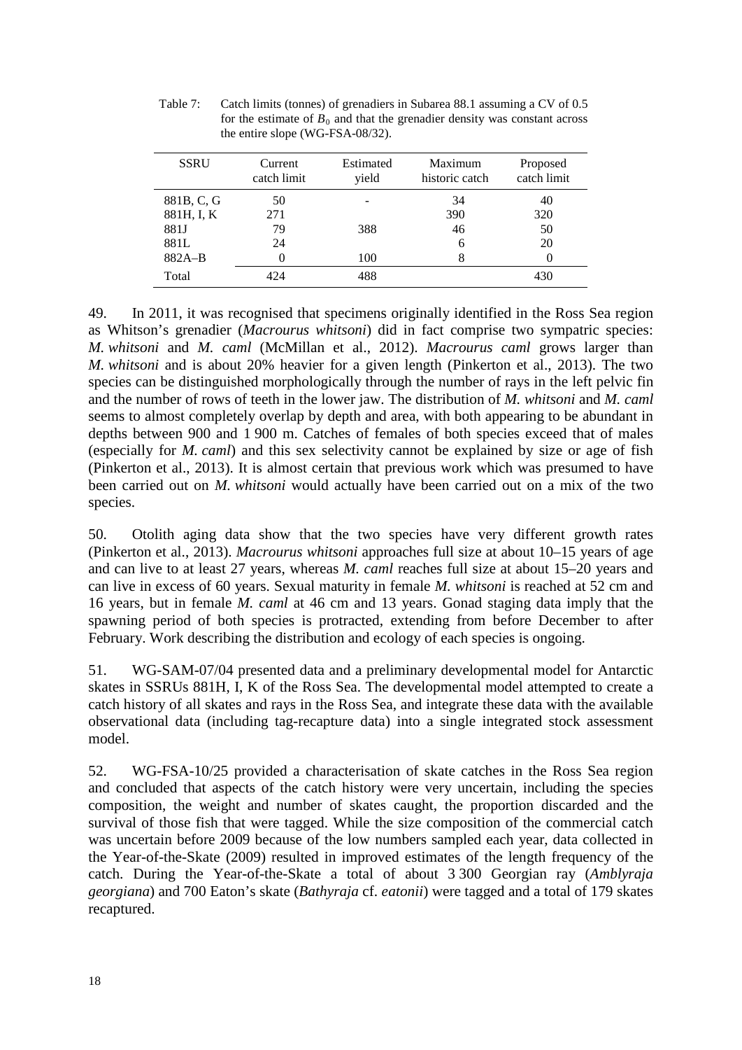Table 7: Catch limits (tonnes) of grenadiers in Subarea 88.1 assuming a CV of 0.5 for the estimate of $B_0$ and that the grenadier density was constant across the entire slope (WG-FSA-08/32).

| SSRU | Current catch limit | Estimated yield | Maximum historic catch | Proposed catch limit |
|---|---|---|---|---|
| 881B, C, G | 50 | - | 34 | 40 |
| 881H, I, K | 271 | | 390 | 320 |
| 881J | 79 | 388 | 46 | 50 |
| 881L | 24 | | 6 | 20 |
| 882A–B | 0 | 100 | 8 | 0 |
| Total | 424 | 488 | | 430 |

49. In 2011, it was recognised that specimens originally identified in the Ross Sea region as Whitson's grenadier (*Macrourus whitsoni*) did in fact comprise two sympatric species: *M. whitsoni* and *M. caml* (McMillan et al., 2012). *Macrourus caml* grows larger than *M. whitsoni* and is about 20% heavier for a given length (Pinkerton et al., 2013). The two species can be distinguished morphologically through the number of rays in the left pelvic fin and the number of rows of teeth in the lower jaw. The distribution of *M. whitsoni* and *M. caml* seems to almost completely overlap by depth and area, with both appearing to be abundant in depths between 900 and 1 900 m. Catches of females of both species exceed that of males (especially for *M. caml*) and this sex selectivity cannot be explained by size or age of fish (Pinkerton et al., 2013). It is almost certain that previous work which was presumed to have been carried out on *M. whitsoni* would actually have been carried out on a mix of the two species.

50. Otolith aging data show that the two species have very different growth rates (Pinkerton et al., 2013). *Macrourus whitsoni* approaches full size at about 10–15 years of age and can live to at least 27 years, whereas *M. caml* reaches full size at about 15–20 years and can live in excess of 60 years. Sexual maturity in female *M. whitsoni* is reached at 52 cm and 16 years, but in female *M. caml* at 46 cm and 13 years. Gonad staging data imply that the spawning period of both species is protracted, extending from before December to after February. Work describing the distribution and ecology of each species is ongoing.

51. WG-SAM-07/04 presented data and a preliminary developmental model for Antarctic skates in SSRUs 881H, I, K of the Ross Sea. The developmental model attempted to create a catch history of all skates and rays in the Ross Sea, and integrate these data with the available observational data (including tag-recapture data) into a single integrated stock assessment model.

52. WG-FSA-10/25 provided a characterisation of skate catches in the Ross Sea region and concluded that aspects of the catch history were very uncertain, including the species composition, the weight and number of skates caught, the proportion discarded and the survival of those fish that were tagged. While the size composition of the commercial catch was uncertain before 2009 because of the low numbers sampled each year, data collected in the Year-of-the-Skate (2009) resulted in improved estimates of the length frequency of the catch. During the Year-of-the-Skate a total of about 3 300 Georgian ray (*Amblyraja georgiana*) and 700 Eaton's skate (*Bathyraja* cf. *eatonii*) were tagged and a total of 179 skates recaptured.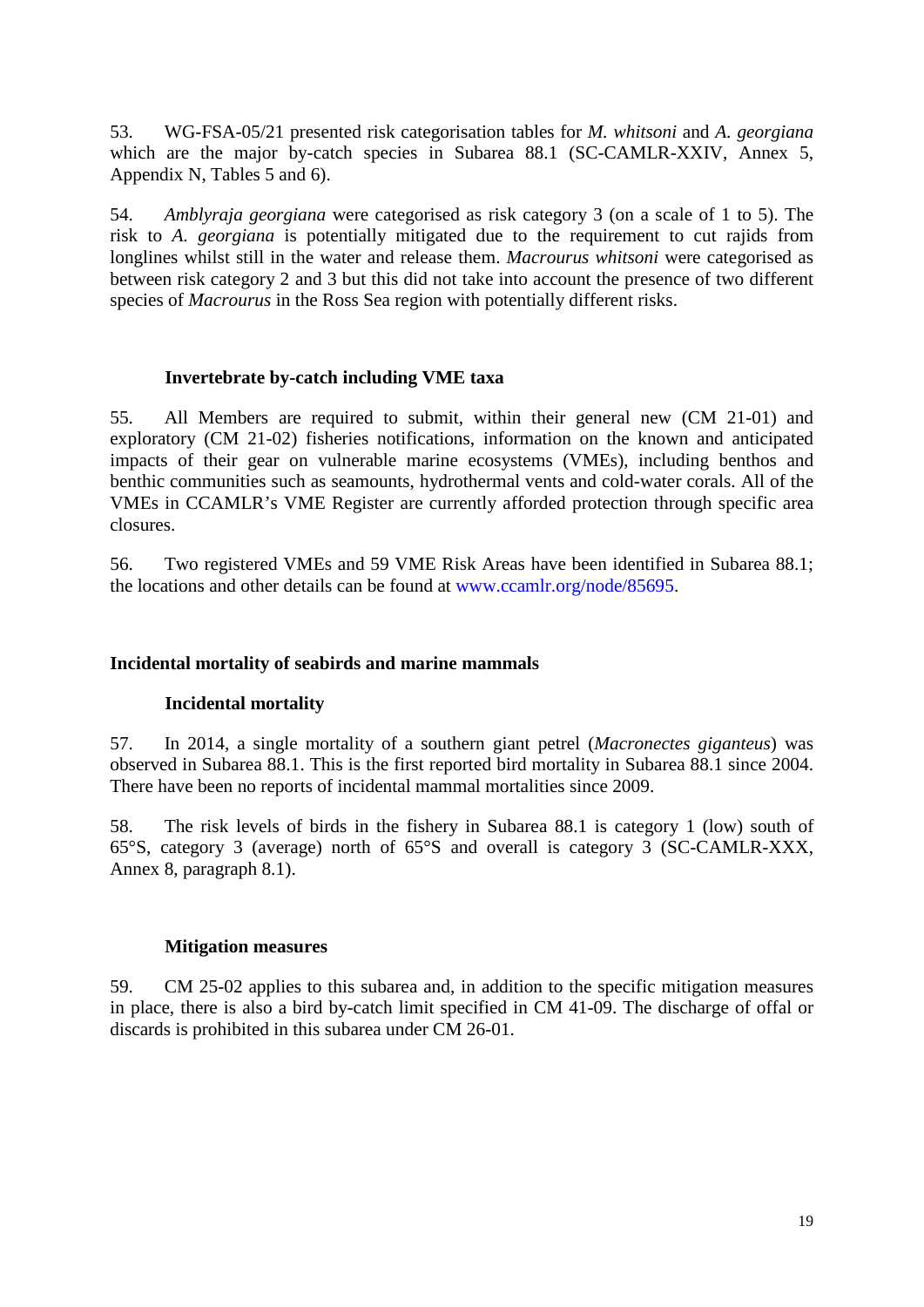53. WG-FSA-05/21 presented risk categorisation tables for *M. whitsoni* and *A. georgiana* which are the major by-catch species in Subarea 88.1 (SC-CAMLR-XXIV, Annex 5, Appendix N, Tables 5 and 6).

54. *Amblyraja georgiana* were categorised as risk category 3 (on a scale of 1 to 5). The risk to *A. georgiana* is potentially mitigated due to the requirement to cut rajids from longlines whilst still in the water and release them. *Macrourus whitsoni* were categorised as between risk category 2 and 3 but this did not take into account the presence of two different species of *Macrourus* in the Ross Sea region with potentially different risks.

### Invertebrate by-catch including VME taxa

55. All Members are required to submit, within their general new (CM 21-01) and exploratory (CM 21-02) fisheries notifications, information on the known and anticipated impacts of their gear on vulnerable marine ecosystems (VMEs), including benthos and benthic communities such as seamounts, hydrothermal vents and cold-water corals. All of the VMEs in CCAMLR's VME Register are currently afforded protection through specific area closures.

56. Two registered VMEs and 59 VME Risk Areas have been identified in Subarea 88.1; the locations and other details can be found at www.ccamlr.org/node/85695.

## Incidental mortality of seabirds and marine mammals

### Incidental mortality

57. In 2014, a single mortality of a southern giant petrel (*Macronectes giganteus*) was observed in Subarea 88.1. This is the first reported bird mortality in Subarea 88.1 since 2004. There have been no reports of incidental mammal mortalities since 2009.

58. The risk levels of birds in the fishery in Subarea 88.1 is category 1 (low) south of 65°S, category 3 (average) north of 65°S and overall is category 3 (SC-CAMLR-XXX, Annex 8, paragraph 8.1).

### Mitigation measures

59. CM 25-02 applies to this subarea and, in addition to the specific mitigation measures in place, there is also a bird by-catch limit specified in CM 41-09. The discharge of offal or discards is prohibited in this subarea under CM 26-01.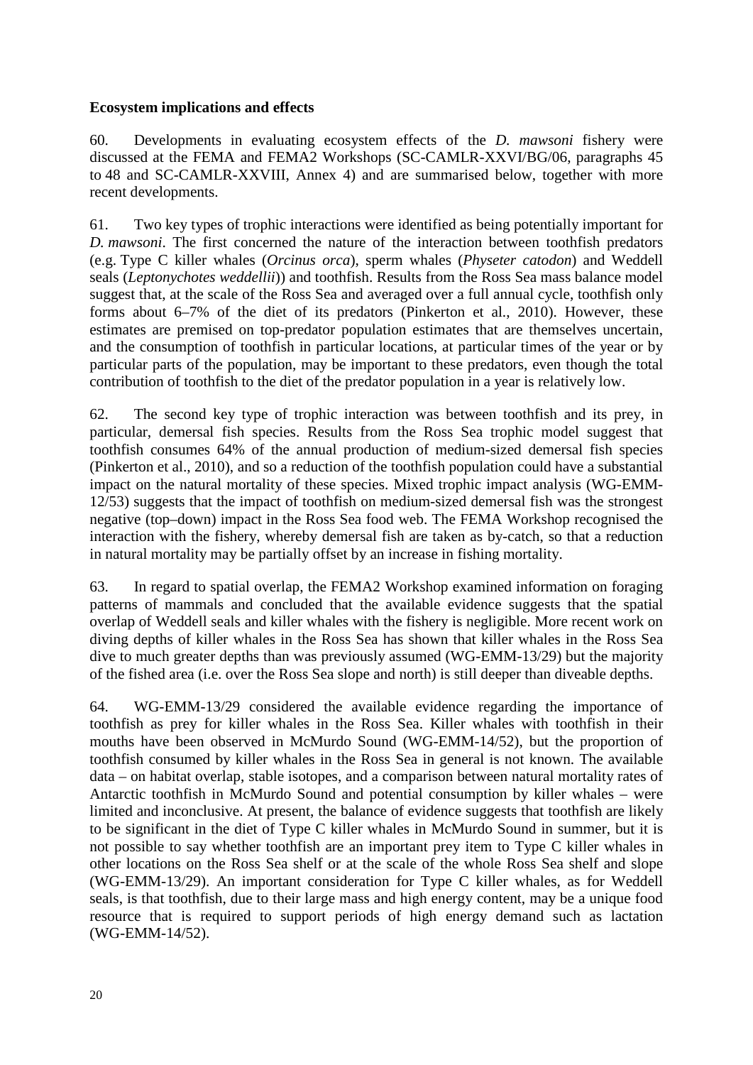**Ecosystem implications and effects**

60. Developments in evaluating ecosystem effects of the *D. mawsoni* fishery were discussed at the FEMA and FEMA2 Workshops (SC-CAMLR-XXVI/BG/06, paragraphs 45 to 48 and SC-CAMLR-XXVIII, Annex 4) and are summarised below, together with more recent developments.

61. Two key types of trophic interactions were identified as being potentially important for *D. mawsoni*. The first concerned the nature of the interaction between toothfish predators (e.g. Type C killer whales (*Orcinus orca*), sperm whales (*Physeter catodon*) and Weddell seals (*Leptonychotes weddellii*)) and toothfish. Results from the Ross Sea mass balance model suggest that, at the scale of the Ross Sea and averaged over a full annual cycle, toothfish only forms about 6–7% of the diet of its predators (Pinkerton et al., 2010). However, these estimates are premised on top-predator population estimates that are themselves uncertain, and the consumption of toothfish in particular locations, at particular times of the year or by particular parts of the population, may be important to these predators, even though the total contribution of toothfish to the diet of the predator population in a year is relatively low.

62. The second key type of trophic interaction was between toothfish and its prey, in particular, demersal fish species. Results from the Ross Sea trophic model suggest that toothfish consumes 64% of the annual production of medium-sized demersal fish species (Pinkerton et al., 2010), and so a reduction of the toothfish population could have a substantial impact on the natural mortality of these species. Mixed trophic impact analysis (WG-EMM-12/53) suggests that the impact of toothfish on medium-sized demersal fish was the strongest negative (top–down) impact in the Ross Sea food web. The FEMA Workshop recognised the interaction with the fishery, whereby demersal fish are taken as by-catch, so that a reduction in natural mortality may be partially offset by an increase in fishing mortality.

63. In regard to spatial overlap, the FEMA2 Workshop examined information on foraging patterns of mammals and concluded that the available evidence suggests that the spatial overlap of Weddell seals and killer whales with the fishery is negligible. More recent work on diving depths of killer whales in the Ross Sea has shown that killer whales in the Ross Sea dive to much greater depths than was previously assumed (WG-EMM-13/29) but the majority of the fished area (i.e. over the Ross Sea slope and north) is still deeper than diveable depths.

64. WG-EMM-13/29 considered the available evidence regarding the importance of toothfish as prey for killer whales in the Ross Sea. Killer whales with toothfish in their mouths have been observed in McMurdo Sound (WG-EMM-14/52), but the proportion of toothfish consumed by killer whales in the Ross Sea in general is not known. The available data – on habitat overlap, stable isotopes, and a comparison between natural mortality rates of Antarctic toothfish in McMurdo Sound and potential consumption by killer whales – were limited and inconclusive. At present, the balance of evidence suggests that toothfish are likely to be significant in the diet of Type C killer whales in McMurdo Sound in summer, but it is not possible to say whether toothfish are an important prey item to Type C killer whales in other locations on the Ross Sea shelf or at the scale of the whole Ross Sea shelf and slope (WG-EMM-13/29). An important consideration for Type C killer whales, as for Weddell seals, is that toothfish, due to their large mass and high energy content, may be a unique food resource that is required to support periods of high energy demand such as lactation (WG-EMM-14/52).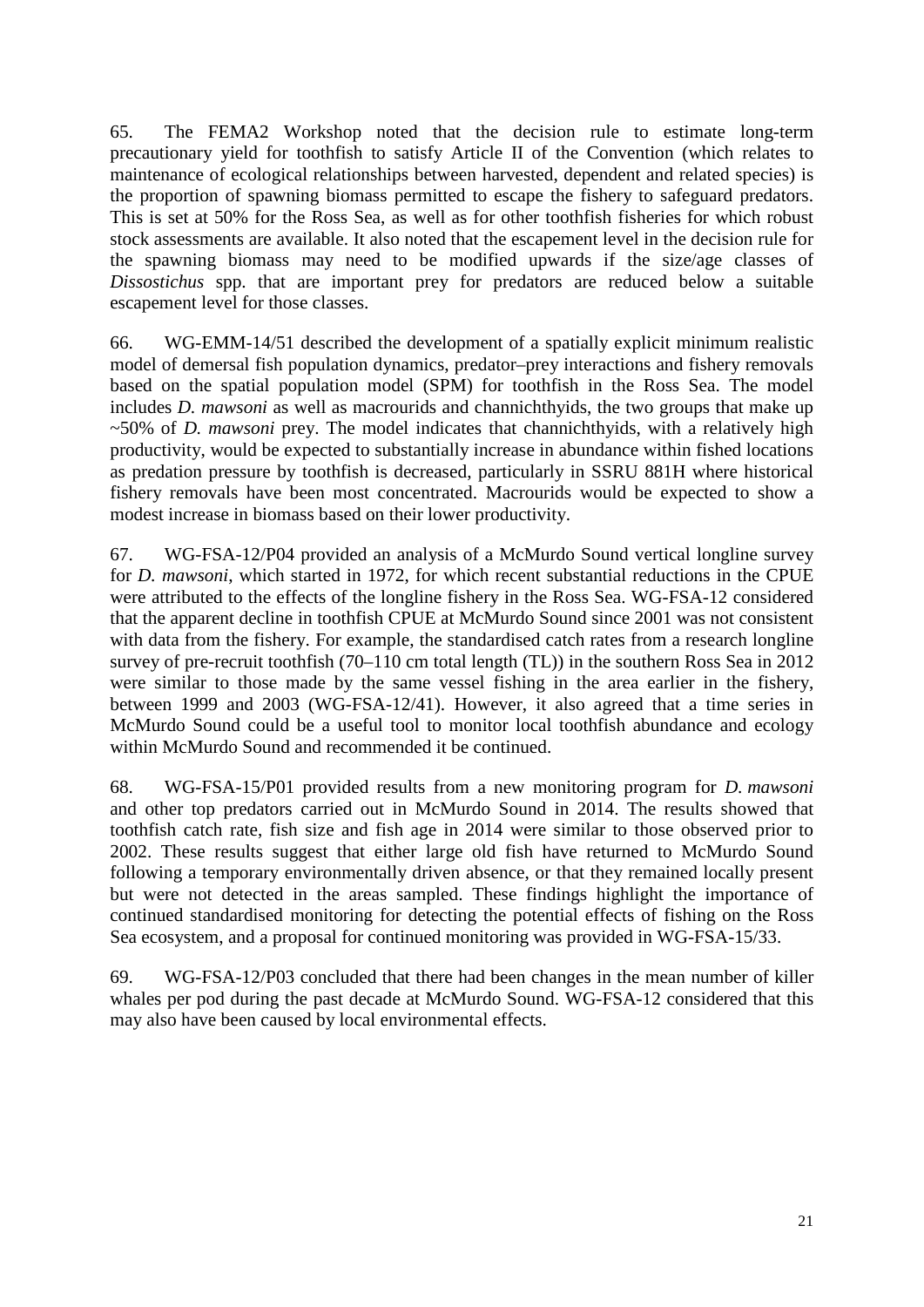65. The FEMA2 Workshop noted that the decision rule to estimate long-term precautionary yield for toothfish to satisfy Article II of the Convention (which relates to maintenance of ecological relationships between harvested, dependent and related species) is the proportion of spawning biomass permitted to escape the fishery to safeguard predators. This is set at 50% for the Ross Sea, as well as for other toothfish fisheries for which robust stock assessments are available. It also noted that the escapement level in the decision rule for the spawning biomass may need to be modified upwards if the size/age classes of *Dissostichus* spp. that are important prey for predators are reduced below a suitable escapement level for those classes.

66. WG-EMM-14/51 described the development of a spatially explicit minimum realistic model of demersal fish population dynamics, predator–prey interactions and fishery removals based on the spatial population model (SPM) for toothfish in the Ross Sea. The model includes *D. mawsoni* as well as macrourids and channichthyids, the two groups that make up ~50% of *D. mawsoni* prey. The model indicates that channichthyids, with a relatively high productivity, would be expected to substantially increase in abundance within fished locations as predation pressure by toothfish is decreased, particularly in SSRU 881H where historical fishery removals have been most concentrated. Macrourids would be expected to show a modest increase in biomass based on their lower productivity.

67. WG-FSA-12/P04 provided an analysis of a McMurdo Sound vertical longline survey for *D. mawsoni*, which started in 1972, for which recent substantial reductions in the CPUE were attributed to the effects of the longline fishery in the Ross Sea. WG-FSA-12 considered that the apparent decline in toothfish CPUE at McMurdo Sound since 2001 was not consistent with data from the fishery. For example, the standardised catch rates from a research longline survey of pre-recruit toothfish (70–110 cm total length (TL)) in the southern Ross Sea in 2012 were similar to those made by the same vessel fishing in the area earlier in the fishery, between 1999 and 2003 (WG-FSA-12/41). However, it also agreed that a time series in McMurdo Sound could be a useful tool to monitor local toothfish abundance and ecology within McMurdo Sound and recommended it be continued.

68. WG-FSA-15/P01 provided results from a new monitoring program for *D. mawsoni* and other top predators carried out in McMurdo Sound in 2014. The results showed that toothfish catch rate, fish size and fish age in 2014 were similar to those observed prior to 2002. These results suggest that either large old fish have returned to McMurdo Sound following a temporary environmentally driven absence, or that they remained locally present but were not detected in the areas sampled. These findings highlight the importance of continued standardised monitoring for detecting the potential effects of fishing on the Ross Sea ecosystem, and a proposal for continued monitoring was provided in WG-FSA-15/33.

69. WG-FSA-12/P03 concluded that there had been changes in the mean number of killer whales per pod during the past decade at McMurdo Sound. WG-FSA-12 considered that this may also have been caused by local environmental effects.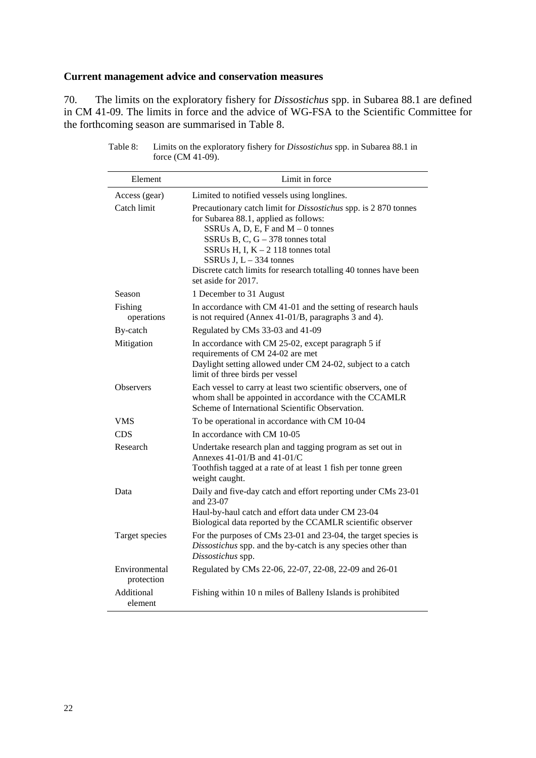## Current management advice and conservation measures

70. The limits on the exploratory fishery for *Dissostichus* spp. in Subarea 88.1 are defined in CM 41-09. The limits in force and the advice of WG-FSA to the Scientific Committee for the forthcoming season are summarised in Table 8.

Table 8: Limits on the exploratory fishery for *Dissostichus* spp. in Subarea 88.1 in force (CM 41-09).

| Element | Limit in force |
|---|---|
| Access (gear) | Limited to notified vessels using longlines. |
| Catch limit | Precautionary catch limit for *Dissostichus* spp. is 2 870 tonnes for Subarea 88.1, applied as follows:<br>SSRUs A, D, E, F and M – 0 tonnes<br>SSRUs B, C, G – 378 tonnes total<br>SSRUs H, I, K – 2 118 tonnes total<br>SSRUs J, L – 334 tonnes<br>Discrete catch limits for research totalling 40 tonnes have been set aside for 2017. |
| Season | 1 December to 31 August |
| Fishing operations | In accordance with CM 41-01 and the setting of research hauls is not required (Annex 41-01/B, paragraphs 3 and 4). |
| By-catch | Regulated by CMs 33-03 and 41-09 |
| Mitigation | In accordance with CM 25-02, except paragraph 5 if requirements of CM 24-02 are met<br>Daylight setting allowed under CM 24-02, subject to a catch limit of three birds per vessel |
| Observers | Each vessel to carry at least two scientific observers, one of whom shall be appointed in accordance with the CCAMLR Scheme of International Scientific Observation. |
| VMS | To be operational in accordance with CM 10-04 |
| CDS | In accordance with CM 10-05 |
| Research | Undertake research plan and tagging program as set out in Annexes 41-01/B and 41-01/C<br>Toothfish tagged at a rate of at least 1 fish per tonne green weight caught. |
| Data | Daily and five-day catch and effort reporting under CMs 23-01 and 23-07<br>Haul-by-haul catch and effort data under CM 23-04<br>Biological data reported by the CCAMLR scientific observer |
| Target species | For the purposes of CMs 23-01 and 23-04, the target species is *Dissostichus* spp. and the by-catch is any species other than *Dissostichus* spp. |
| Environmental protection | Regulated by CMs 22-06, 22-07, 22-08, 22-09 and 26-01 |
| Additional element | Fishing within 10 n miles of Balleny Islands is prohibited |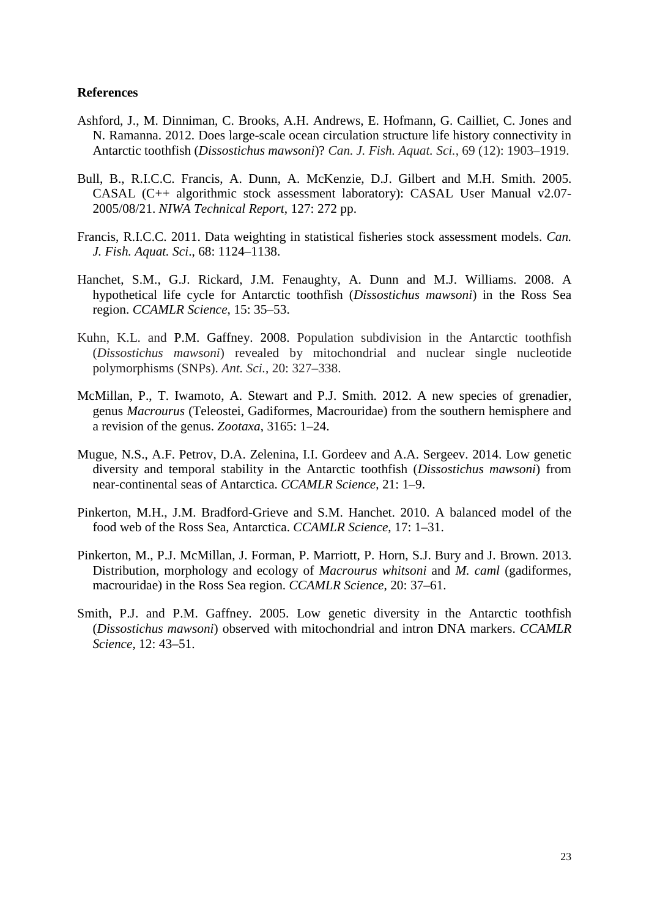## References

Ashford, J., M. Dinniman, C. Brooks, A.H. Andrews, E. Hofmann, G. Cailliet, C. Jones and N. Ramanna. 2012. Does large-scale ocean circulation structure life history connectivity in Antarctic toothfish (*Dissostichus mawsoni*)? *Can. J. Fish. Aquat. Sci.*, 69 (12): 1903–1919.

Bull, B., R.I.C.C. Francis, A. Dunn, A. McKenzie, D.J. Gilbert and M.H. Smith. 2005. CASAL (C++ algorithmic stock assessment laboratory): CASAL User Manual v2.07-2005/08/21. *NIWA Technical Report*, 127: 272 pp.

Francis, R.I.C.C. 2011. Data weighting in statistical fisheries stock assessment models. *Can. J. Fish. Aquat. Sci*., 68: 1124–1138.

Hanchet, S.M., G.J. Rickard, J.M. Fenaughty, A. Dunn and M.J. Williams. 2008. A hypothetical life cycle for Antarctic toothfish (*Dissostichus mawsoni*) in the Ross Sea region. *CCAMLR Science*, 15: 35–53.

Kuhn, K.L. and P.M. Gaffney. 2008. Population subdivision in the Antarctic toothfish (*Dissostichus mawsoni*) revealed by mitochondrial and nuclear single nucleotide polymorphisms (SNPs). *Ant. Sci.*, 20: 327–338.

McMillan, P., T. Iwamoto, A. Stewart and P.J. Smith. 2012. A new species of grenadier, genus *Macrourus* (Teleostei, Gadiformes, Macrouridae) from the southern hemisphere and a revision of the genus. *Zootaxa*, 3165: 1–24.

Mugue, N.S., A.F. Petrov, D.A. Zelenina, I.I. Gordeev and A.A. Sergeev. 2014. Low genetic diversity and temporal stability in the Antarctic toothfish (*Dissostichus mawsoni*) from near-continental seas of Antarctica. *CCAMLR Science*, 21: 1–9.

Pinkerton, M.H., J.M. Bradford-Grieve and S.M. Hanchet. 2010. A balanced model of the food web of the Ross Sea, Antarctica. *CCAMLR Science*, 17: 1–31.

Pinkerton, M., P.J. McMillan, J. Forman, P. Marriott, P. Horn, S.J. Bury and J. Brown. 2013. Distribution, morphology and ecology of *Macrourus whitsoni* and *M. caml* (gadiformes, macrouridae) in the Ross Sea region. *CCAMLR Science*, 20: 37–61.

Smith, P.J. and P.M. Gaffney. 2005. Low genetic diversity in the Antarctic toothfish (*Dissostichus mawsoni*) observed with mitochondrial and intron DNA markers. *CCAMLR Science*, 12: 43–51.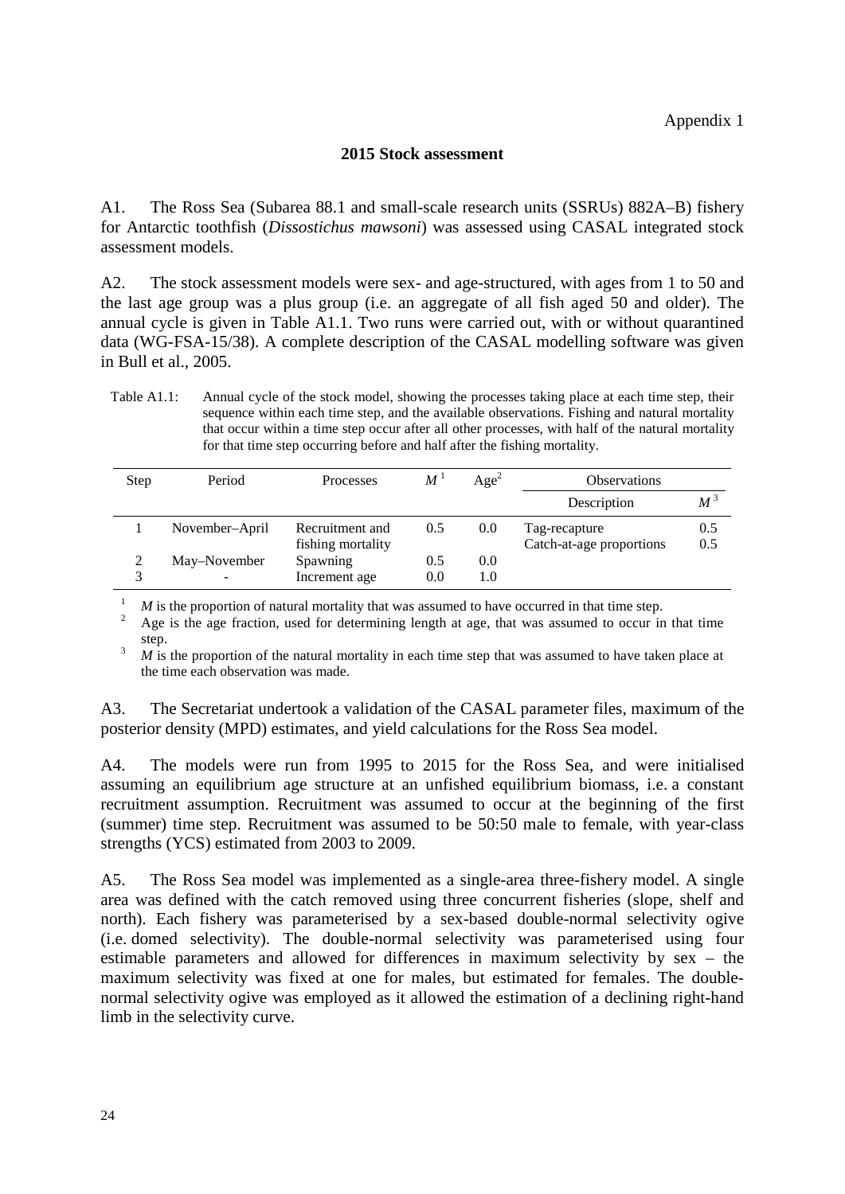Appendix 1

## 2015 Stock assessment

A1. The Ross Sea (Subarea 88.1 and small-scale research units (SSRUs) 882A–B) fishery for Antarctic toothfish (*Dissostichus mawsoni*) was assessed using CASAL integrated stock assessment models.

A2. The stock assessment models were sex- and age-structured, with ages from 1 to 50 and the last age group was a plus group (i.e. an aggregate of all fish aged 50 and older). The annual cycle is given in Table A1.1. Two runs were carried out, with or without quarantined data (WG-FSA-15/38). A complete description of the CASAL modelling software was given in Bull et al., 2005.

Table A1.1: Annual cycle of the stock model, showing the processes taking place at each time step, their sequence within each time step, and the available observations. Fishing and natural mortality that occur within a time step occur after all other processes, with half of the natural mortality for that time step occurring before and half after the fishing mortality.

| Step | Period | Processes | *M* [1] | Age[2] | Observations | |
|---|---|---|---|---|---|---|
| | | | | | Description | *M* [3] |
| 1 | November–April | Recruitment and fishing mortality | 0.5 | 0.0 | Tag-recapture<br>Catch-at-age proportions | 0.5<br>0.5 |
| 2 | May–November | Spawning | 0.5 | 0.0 | | |
| 3 | - | Increment age | 0.0 | 1.0 | | |

[1] *M* is the proportion of natural mortality that was assumed to have occurred in that time step.
[2] Age is the age fraction, used for determining length at age, that was assumed to occur in that time step.
[3] *M* is the proportion of the natural mortality in each time step that was assumed to have taken place at the time each observation was made.

A3. The Secretariat undertook a validation of the CASAL parameter files, maximum of the posterior density (MPD) estimates, and yield calculations for the Ross Sea model.

A4. The models were run from 1995 to 2015 for the Ross Sea, and were initialised assuming an equilibrium age structure at an unfished equilibrium biomass, i.e. a constant recruitment assumption. Recruitment was assumed to occur at the beginning of the first (summer) time step. Recruitment was assumed to be 50:50 male to female, with year-class strengths (YCS) estimated from 2003 to 2009.

A5. The Ross Sea model was implemented as a single-area three-fishery model. A single area was defined with the catch removed using three concurrent fisheries (slope, shelf and north). Each fishery was parameterised by a sex-based double-normal selectivity ogive (i.e. domed selectivity). The double-normal selectivity was parameterised using four estimable parameters and allowed for differences in maximum selectivity by sex – the maximum selectivity was fixed at one for males, but estimated for females. The double-normal selectivity ogive was employed as it allowed the estimation of a declining right-hand limb in the selectivity curve.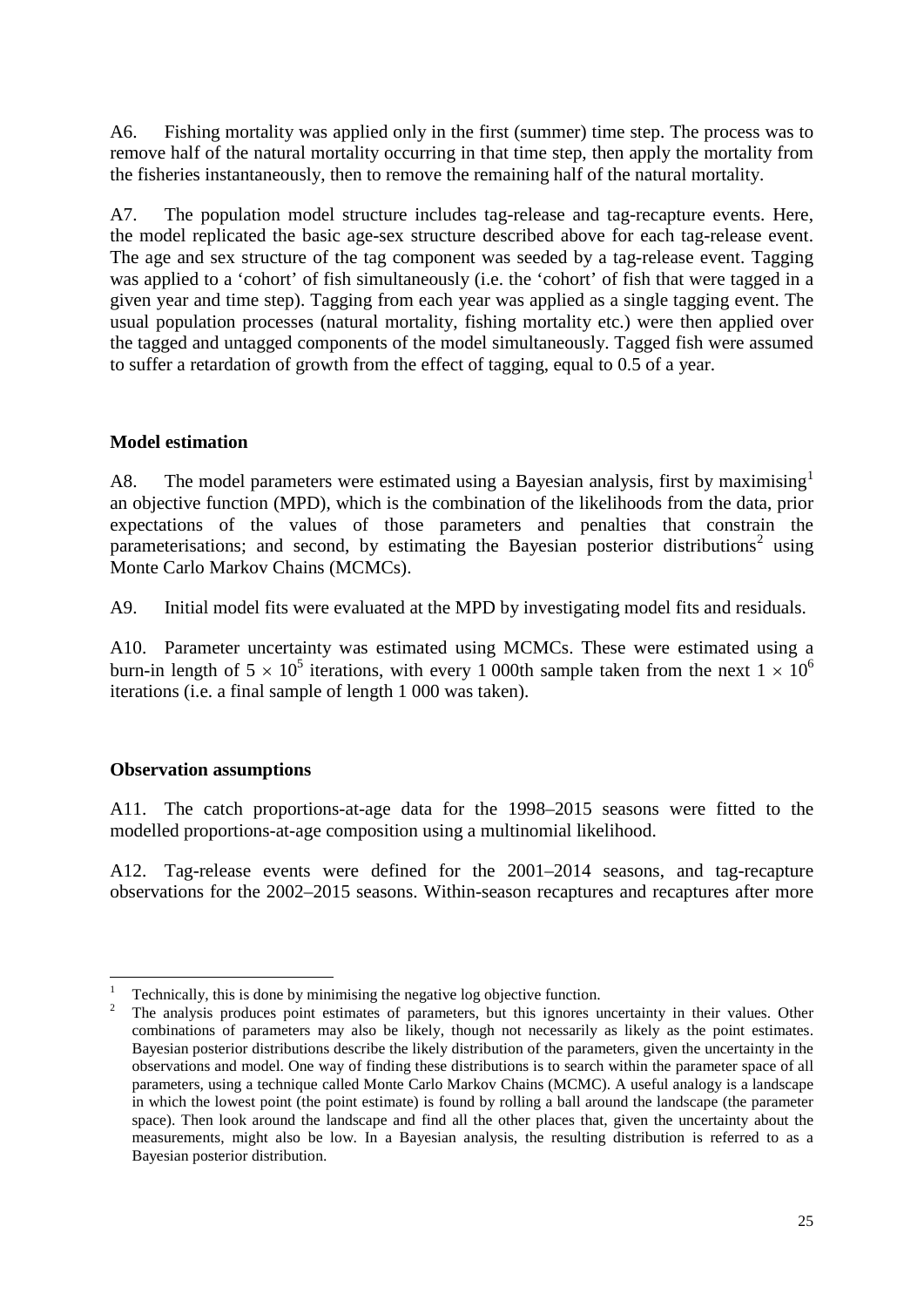A6. Fishing mortality was applied only in the first (summer) time step. The process was to remove half of the natural mortality occurring in that time step, then apply the mortality from the fisheries instantaneously, then to remove the remaining half of the natural mortality.

A7. The population model structure includes tag-release and tag-recapture events. Here, the model replicated the basic age-sex structure described above for each tag-release event. The age and sex structure of the tag component was seeded by a tag-release event. Tagging was applied to a 'cohort' of fish simultaneously (i.e. the 'cohort' of fish that were tagged in a given year and time step). Tagging from each year was applied as a single tagging event. The usual population processes (natural mortality, fishing mortality etc.) were then applied over the tagged and untagged components of the model simultaneously. Tagged fish were assumed to suffer a retardation of growth from the effect of tagging, equal to 0.5 of a year.

**Model estimation**

A8. The model parameters were estimated using a Bayesian analysis, first by maximising[1] an objective function (MPD), which is the combination of the likelihoods from the data, prior expectations of the values of those parameters and penalties that constrain the parameterisations; and second, by estimating the Bayesian posterior distributions[2] using Monte Carlo Markov Chains (MCMCs).

A9. Initial model fits were evaluated at the MPD by investigating model fits and residuals.

A10. Parameter uncertainty was estimated using MCMCs. These were estimated using a burn-in length of $5 \times 10^5$ iterations, with every 1 000th sample taken from the next $1 \times 10^6$ iterations (i.e. a final sample of length 1 000 was taken).

**Observation assumptions**

A11. The catch proportions-at-age data for the 1998–2015 seasons were fitted to the modelled proportions-at-age composition using a multinomial likelihood.

A12. Tag-release events were defined for the 2001–2014 seasons, and tag-recapture observations for the 2002–2015 seasons. Within-season recaptures and recaptures after more

---

[1] Technically, this is done by minimising the negative log objective function.

[2] The analysis produces point estimates of parameters, but this ignores uncertainty in their values. Other combinations of parameters may also be likely, though not necessarily as likely as the point estimates. Bayesian posterior distributions describe the likely distribution of the parameters, given the uncertainty in the observations and model. One way of finding these distributions is to search within the parameter space of all parameters, using a technique called Monte Carlo Markov Chains (MCMC). A useful analogy is a landscape in which the lowest point (the point estimate) is found by rolling a ball around the landscape (the parameter space). Then look around the landscape and find all the other places that, given the uncertainty about the measurements, might also be low. In a Bayesian analysis, the resulting distribution is referred to as a Bayesian posterior distribution.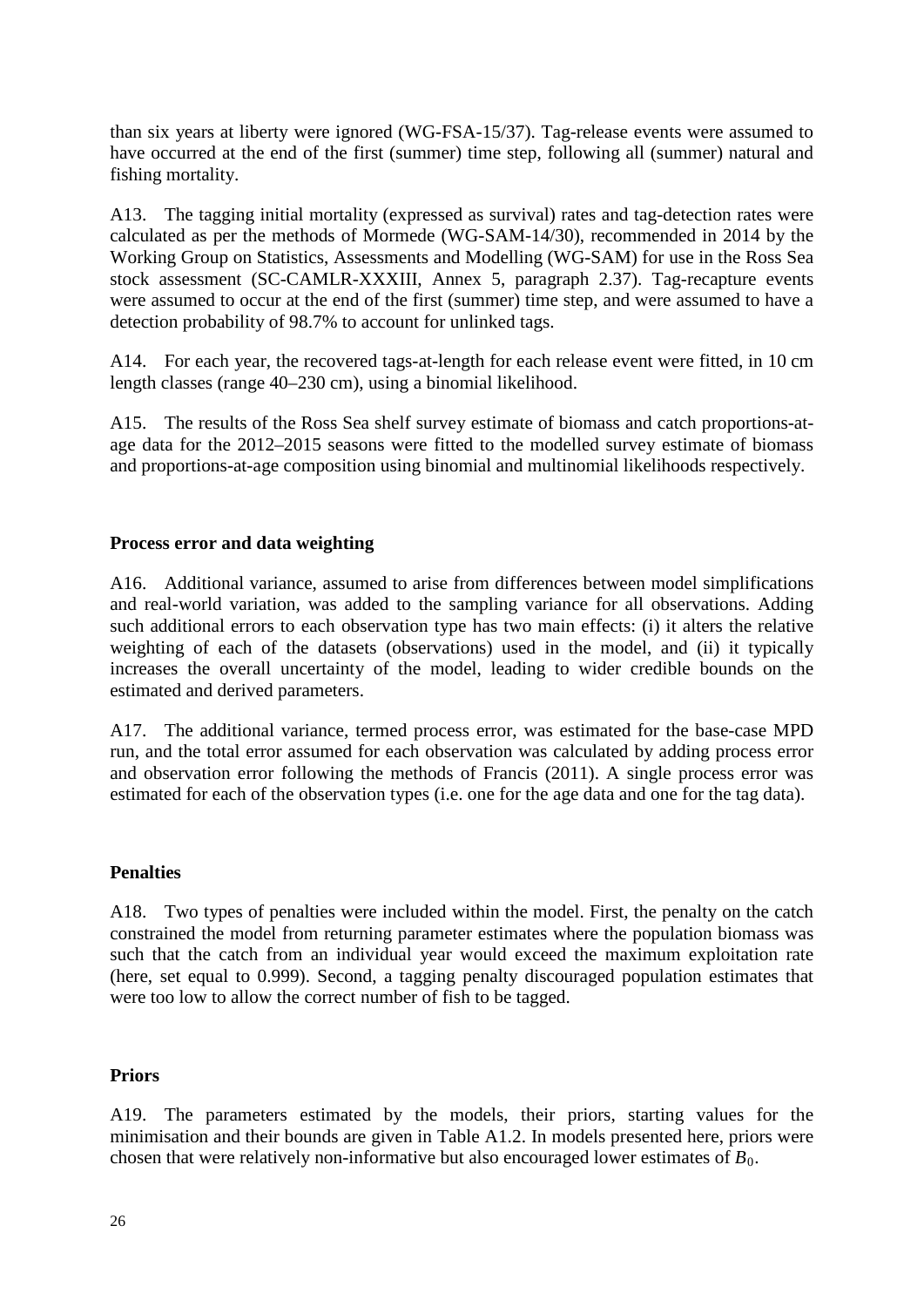than six years at liberty were ignored (WG-FSA-15/37). Tag-release events were assumed to have occurred at the end of the first (summer) time step, following all (summer) natural and fishing mortality.

A13. The tagging initial mortality (expressed as survival) rates and tag-detection rates were calculated as per the methods of Mormede (WG-SAM-14/30), recommended in 2014 by the Working Group on Statistics, Assessments and Modelling (WG-SAM) for use in the Ross Sea stock assessment (SC-CAMLR-XXXIII, Annex 5, paragraph 2.37). Tag-recapture events were assumed to occur at the end of the first (summer) time step, and were assumed to have a detection probability of 98.7% to account for unlinked tags.

A14. For each year, the recovered tags-at-length for each release event were fitted, in 10 cm length classes (range 40–230 cm), using a binomial likelihood.

A15. The results of the Ross Sea shelf survey estimate of biomass and catch proportions-at-age data for the 2012–2015 seasons were fitted to the modelled survey estimate of biomass and proportions-at-age composition using binomial and multinomial likelihoods respectively.

## Process error and data weighting

A16. Additional variance, assumed to arise from differences between model simplifications and real-world variation, was added to the sampling variance for all observations. Adding such additional errors to each observation type has two main effects: (i) it alters the relative weighting of each of the datasets (observations) used in the model, and (ii) it typically increases the overall uncertainty of the model, leading to wider credible bounds on the estimated and derived parameters.

A17. The additional variance, termed process error, was estimated for the base-case MPD run, and the total error assumed for each observation was calculated by adding process error and observation error following the methods of Francis (2011). A single process error was estimated for each of the observation types (i.e. one for the age data and one for the tag data).

## Penalties

A18. Two types of penalties were included within the model. First, the penalty on the catch constrained the model from returning parameter estimates where the population biomass was such that the catch from an individual year would exceed the maximum exploitation rate (here, set equal to 0.999). Second, a tagging penalty discouraged population estimates that were too low to allow the correct number of fish to be tagged.

## Priors

A19. The parameters estimated by the models, their priors, starting values for the minimisation and their bounds are given in Table A1.2. In models presented here, priors were chosen that were relatively non-informative but also encouraged lower estimates of $B_0$.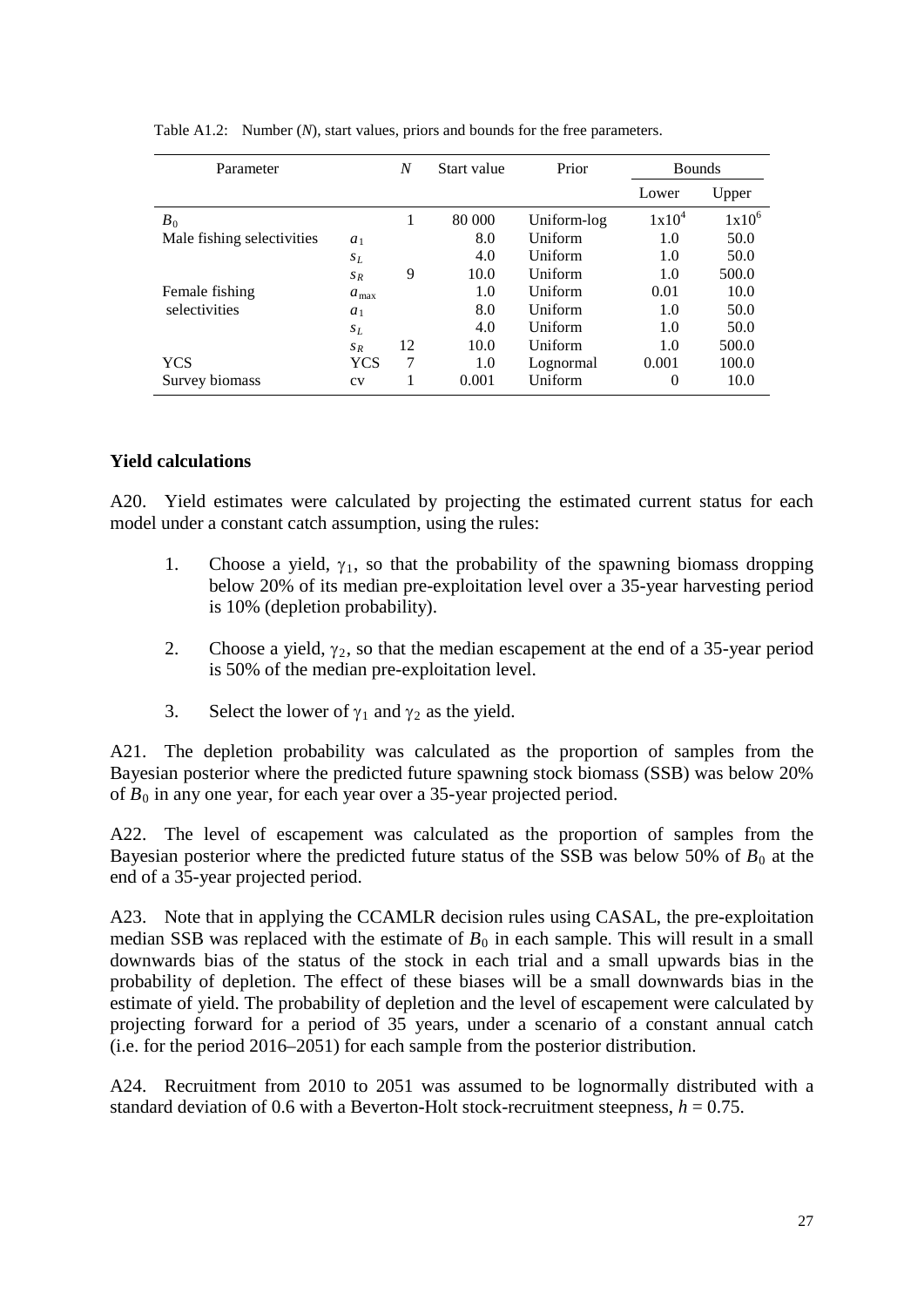Table A1.2: Number ($N$), start values, priors and bounds for the free parameters.

| Parameter | | $N$ | Start value | Prior | Bounds | |
|---|---|---|---|---|---|---|
| | | | | | Lower | Upper |
| $B_0$ | | 1 | 80 000 | Uniform-log | $1x10^4$ | $1x10^6$ |
| Male fishing selectivities | $a_1$ | | 8.0 | Uniform | 1.0 | 50.0 |
| | $s_L$ | | 4.0 | Uniform | 1.0 | 50.0 |
| | $s_R$ | 9 | 10.0 | Uniform | 1.0 | 500.0 |
| Female fishing selectivities | $a_{max}$ | | 1.0 | Uniform | 0.01 | 10.0 |
| | $a_1$ | | 8.0 | Uniform | 1.0 | 50.0 |
| | $s_L$ | | 4.0 | Uniform | 1.0 | 50.0 |
| | $s_R$ | 12 | 10.0 | Uniform | 1.0 | 500.0 |
| YCS | YCS | 7 | 1.0 | Lognormal | 0.001 | 100.0 |
| Survey biomass | cv | 1 | 0.001 | Uniform | 0 | 10.0 |

**Yield calculations**

A20. Yield estimates were calculated by projecting the estimated current status for each model under a constant catch assumption, using the rules:

1. Choose a yield, $\gamma_1$, so that the probability of the spawning biomass dropping below 20% of its median pre-exploitation level over a 35-year harvesting period is 10% (depletion probability).

2. Choose a yield, $\gamma_2$, so that the median escapement at the end of a 35-year period is 50% of the median pre-exploitation level.

3. Select the lower of $\gamma_1$ and $\gamma_2$ as the yield.

A21. The depletion probability was calculated as the proportion of samples from the Bayesian posterior where the predicted future spawning stock biomass (SSB) was below 20% of $B_0$ in any one year, for each year over a 35-year projected period.

A22. The level of escapement was calculated as the proportion of samples from the Bayesian posterior where the predicted future status of the SSB was below 50% of $B_0$ at the end of a 35-year projected period.

A23. Note that in applying the CCAMLR decision rules using CASAL, the pre-exploitation median SSB was replaced with the estimate of $B_0$ in each sample. This will result in a small downwards bias of the status of the stock in each trial and a small upwards bias in the probability of depletion. The effect of these biases will be a small downwards bias in the estimate of yield. The probability of depletion and the level of escapement were calculated by projecting forward for a period of 35 years, under a scenario of a constant annual catch (i.e. for the period 2016–2051) for each sample from the posterior distribution.

A24. Recruitment from 2010 to 2051 was assumed to be lognormally distributed with a standard deviation of 0.6 with a Beverton-Holt stock-recruitment steepness, $h = 0.75$.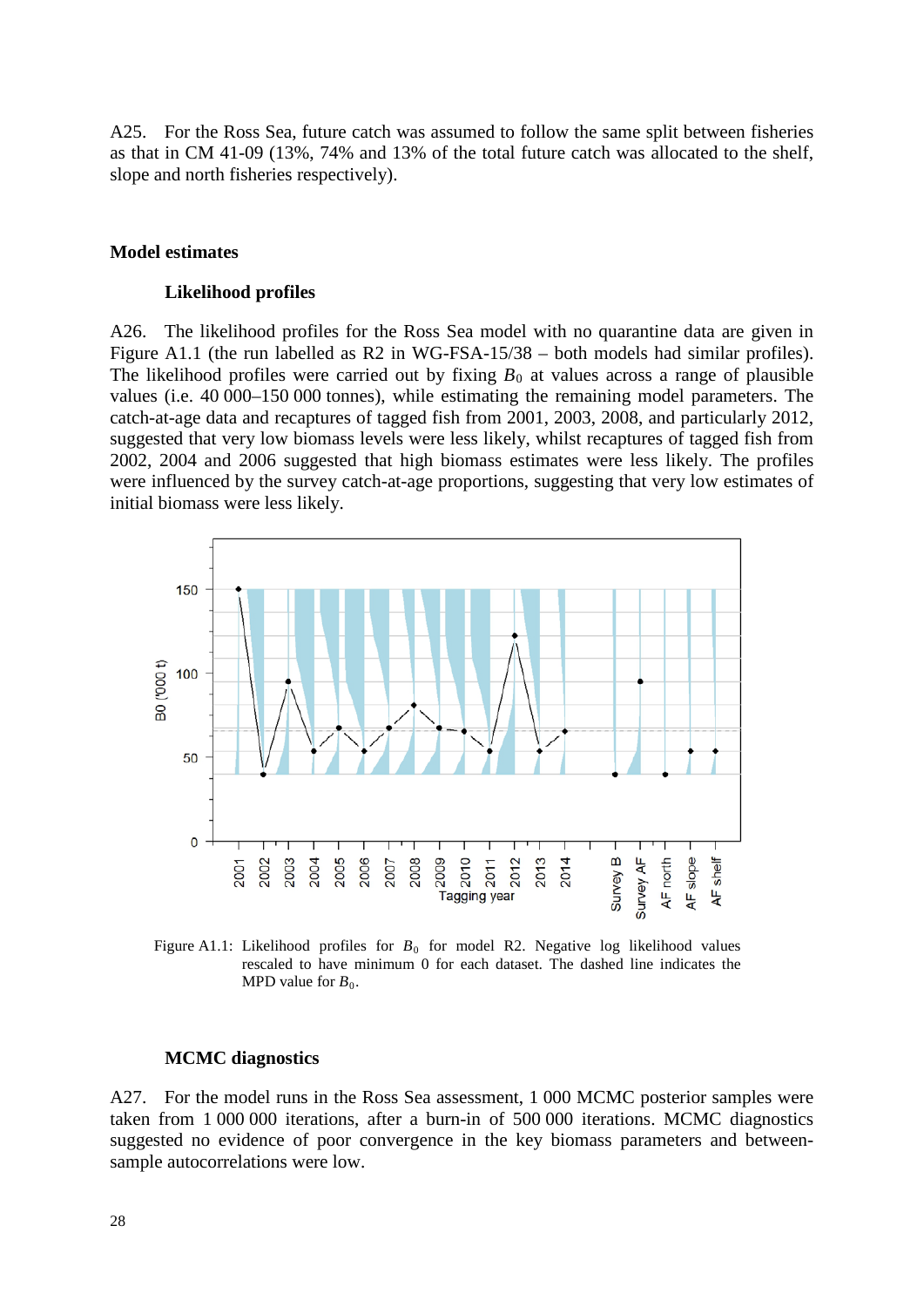A25. For the Ross Sea, future catch was assumed to follow the same split between fisheries as that in CM 41-09 (13%, 74% and 13% of the total future catch was allocated to the shelf, slope and north fisheries respectively).

## Model estimates

### Likelihood profiles

A26. The likelihood profiles for the Ross Sea model with no quarantine data are given in Figure A1.1 (the run labelled as R2 in WG-FSA-15/38 – both models had similar profiles). The likelihood profiles were carried out by fixing $B_0$ at values across a range of plausible values (i.e. 40 000–150 000 tonnes), while estimating the remaining model parameters. The catch-at-age data and recaptures of tagged fish from 2001, 2003, 2008, and particularly 2012, suggested that very low biomass levels were less likely, whilst recaptures of tagged fish from 2002, 2004 and 2006 suggested that high biomass estimates were less likely. The profiles were influenced by the survey catch-at-age proportions, suggesting that very low estimates of initial biomass were less likely.

Figure A1.1: Likelihood profiles for $B_0$ for model R2. Negative log likelihood values rescaled to have minimum 0 for each dataset. The dashed line indicates the MPD value for $B_0$.

### MCMC diagnostics

A27. For the model runs in the Ross Sea assessment, 1 000 MCMC posterior samples were taken from 1 000 000 iterations, after a burn-in of 500 000 iterations. MCMC diagnostics suggested no evidence of poor convergence in the key biomass parameters and between-sample autocorrelations were low.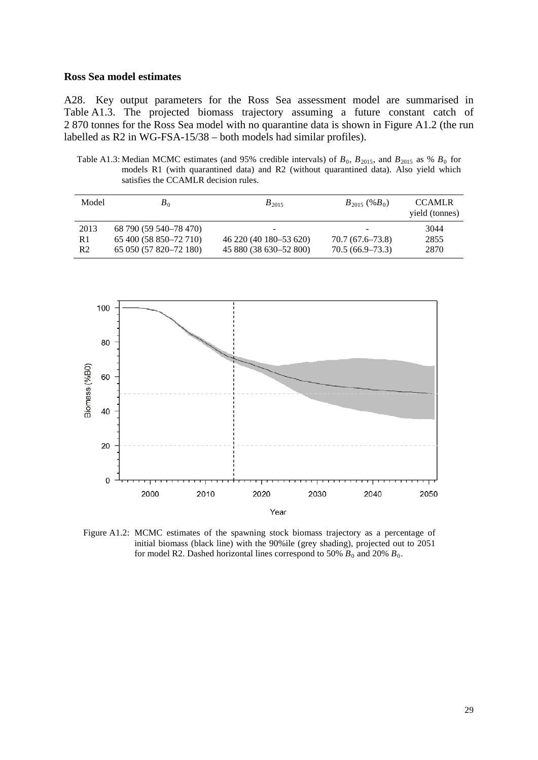**Ross Sea model estimates**

A28. Key output parameters for the Ross Sea assessment model are summarised in Table A1.3. The projected biomass trajectory assuming a future constant catch of 2 870 tonnes for the Ross Sea model with no quarantine data is shown in Figure A1.2 (the run labelled as R2 in WG-FSA-15/38 – both models had similar profiles).

Table A1.3: Median MCMC estimates (and 95% credible intervals) of $B_0$, $B_{2015}$, and $B_{2015}$ as % $B_0$ for models R1 (with quarantined data) and R2 (without quarantined data). Also yield which satisfies the CCAMLR decision rules.

| Model | $B_0$ | $B_{2015}$ | $B_{2015}$ (% $B_0$) | CCAMLR yield (tonnes) |
|---|---|---|---|---|
| 2013 | 68 790 (59 540–78 470) | - | - | 3044 |
| R1 | 65 400 (58 850–72 710) | 46 220 (40 180–53 620) | 70.7 (67.6–73.8) | 2855 |
| R2 | 65 050 (57 820–72 180) | 45 880 (38 630–52 800) | 70.5 (66.9–73.3) | 2870 |

Figure A1.2: MCMC estimates of the spawning stock biomass trajectory as a percentage of initial biomass (black line) with the 90%ile (grey shading), projected out to 2051 for model R2. Dashed horizontal lines correspond to 50% $B_0$ and 20% $B_0$.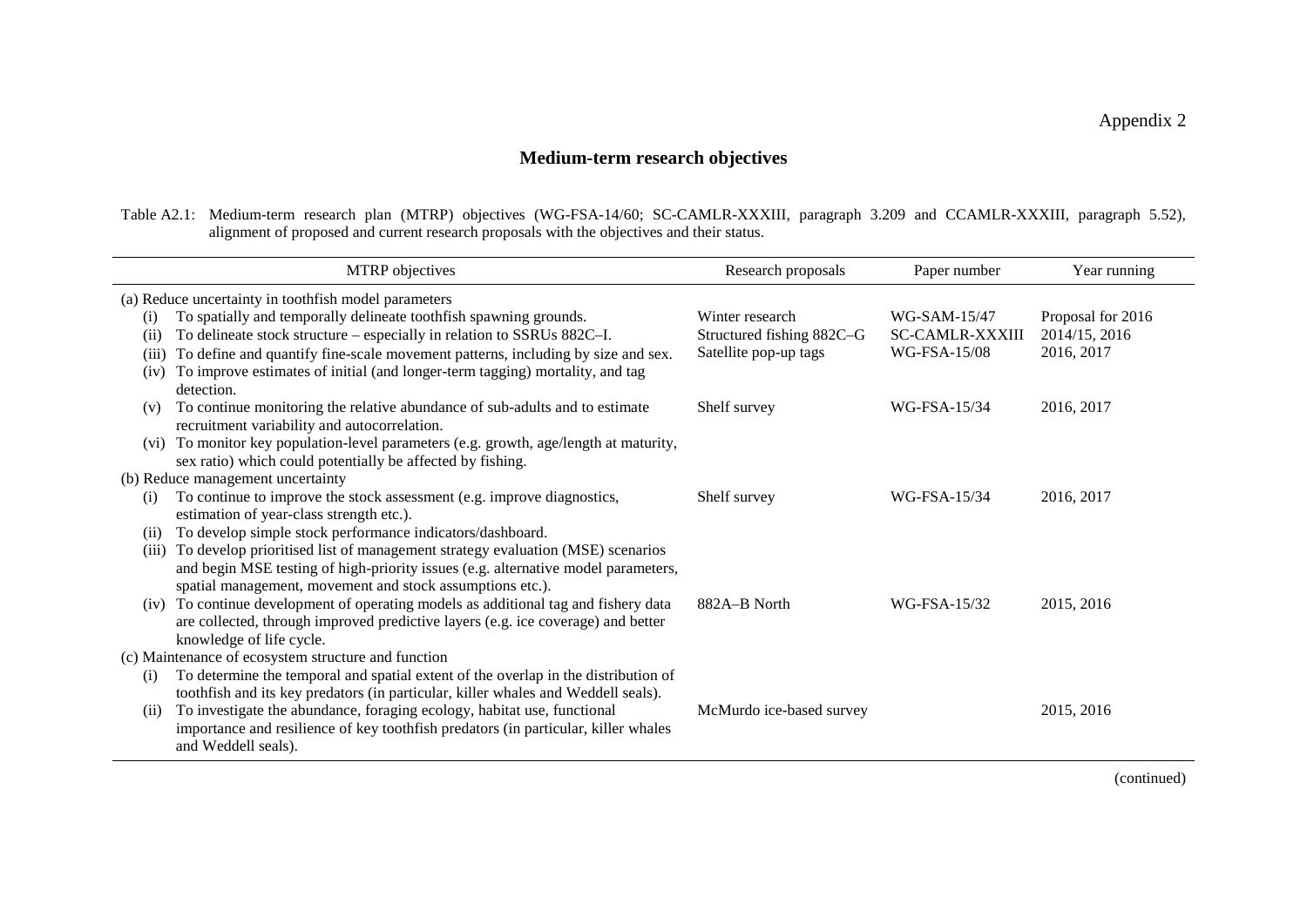Appendix 2

## Medium-term research objectives

Table A2.1: Medium-term research plan (MTRP) objectives (WG-FSA-14/60; SC-CAMLR-XXXIII, paragraph 3.209 and CCAMLR-XXXIII, paragraph 5.52), alignment of proposed and current research proposals with the objectives and their status.

| MTRP objectives | Research proposals | Paper number | Year running |
|---|---|---|---|
| (a) Reduce uncertainty in toothfish model parameters | | | |
| (i) To spatially and temporally delineate toothfish spawning grounds. | Winter research | WG-SAM-15/47 | Proposal for 2016 |
| (ii) To delineate stock structure – especially in relation to SSRUs 882C–I. | Structured fishing 882C–G | SC-CAMLR-XXXIII | 2014/15, 2016 |
| (iii) To define and quantify fine-scale movement patterns, including by size and sex. | Satellite pop-up tags | WG-FSA-15/08 | 2016, 2017 |
| (iv) To improve estimates of initial (and longer-term tagging) mortality, and tag detection. | | | |
| (v) To continue monitoring the relative abundance of sub-adults and to estimate recruitment variability and autocorrelation. | Shelf survey | WG-FSA-15/34 | 2016, 2017 |
| (vi) To monitor key population-level parameters (e.g. growth, age/length at maturity, sex ratio) which could potentially be affected by fishing. | | | |
| (b) Reduce management uncertainty | | | |
| (i) To continue to improve the stock assessment (e.g. improve diagnostics, estimation of year-class strength etc.). | Shelf survey | WG-FSA-15/34 | 2016, 2017 |
| (ii) To develop simple stock performance indicators/dashboard. | | | |
| (iii) To develop prioritised list of management strategy evaluation (MSE) scenarios and begin MSE testing of high-priority issues (e.g. alternative model parameters, spatial management, movement and stock assumptions etc.). | | | |
| (iv) To continue development of operating models as additional tag and fishery data are collected, through improved predictive layers (e.g. ice coverage) and better knowledge of life cycle. | 882A–B North | WG-FSA-15/32 | 2015, 2016 |
| (c) Maintenance of ecosystem structure and function | | | |
| (i) To determine the temporal and spatial extent of the overlap in the distribution of toothfish and its key predators (in particular, killer whales and Weddell seals). | | | |
| (ii) To investigate the abundance, foraging ecology, habitat use, functional importance and resilience of key toothfish predators (in particular, killer whales and Weddell seals). | McMurdo ice-based survey | | 2015, 2016 |

(continued)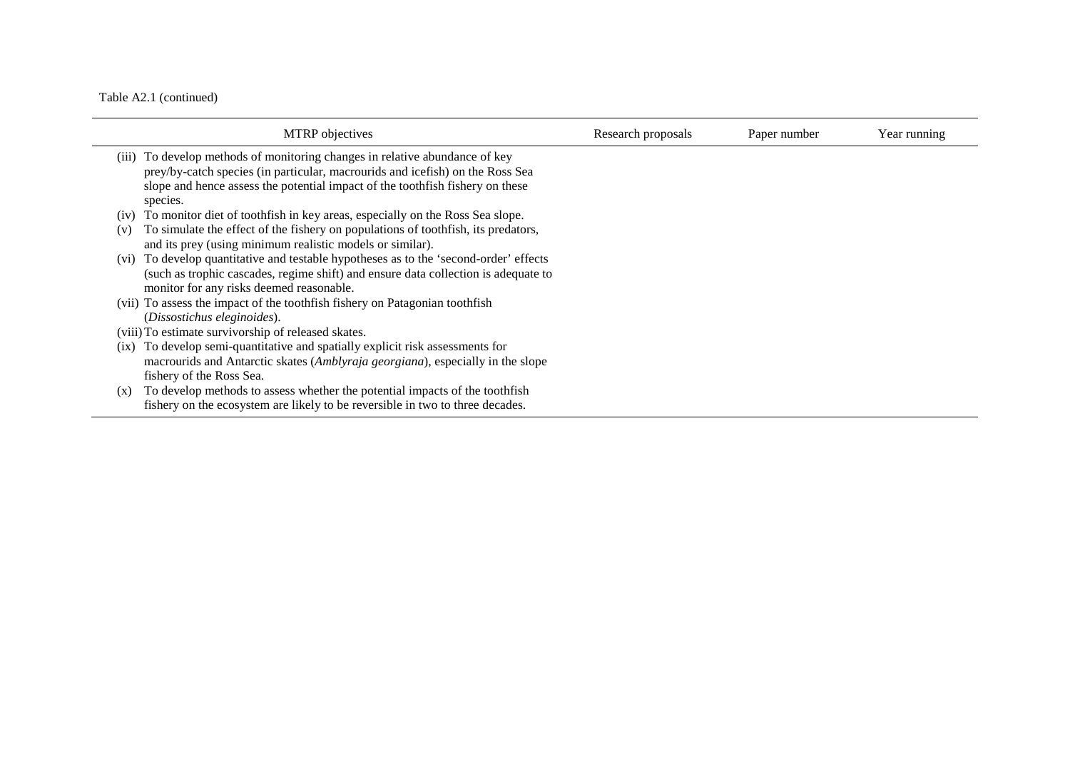Table A2.1 (continued)

| MTRP objectives | Research proposals | Paper number | Year running |
|---|---|---|---|
| (iii) To develop methods of monitoring changes in relative abundance of key prey/by-catch species (in particular, macrourids and icefish) on the Ross Sea slope and hence assess the potential impact of the toothfish fishery on these species. | | | |
| (iv) To monitor diet of toothfish in key areas, especially on the Ross Sea slope. | | | |
| (v) To simulate the effect of the fishery on populations of toothfish, its predators, and its prey (using minimum realistic models or similar). | | | |
| (vi) To develop quantitative and testable hypotheses as to the 'second-order' effects (such as trophic cascades, regime shift) and ensure data collection is adequate to monitor for any risks deemed reasonable. | | | |
| (vii) To assess the impact of the toothfish fishery on Patagonian toothfish (*Dissostichus eleginoides*). | | | |
| (viii) To estimate survivorship of released skates. | | | |
| (ix) To develop semi-quantitative and spatially explicit risk assessments for macrourids and Antarctic skates (*Amblyraja georgiana*), especially in the slope fishery of the Ross Sea. | | | |
| (x) To develop methods to assess whether the potential impacts of the toothfish fishery on the ecosystem are likely to be reversible in two to three decades. | | | |